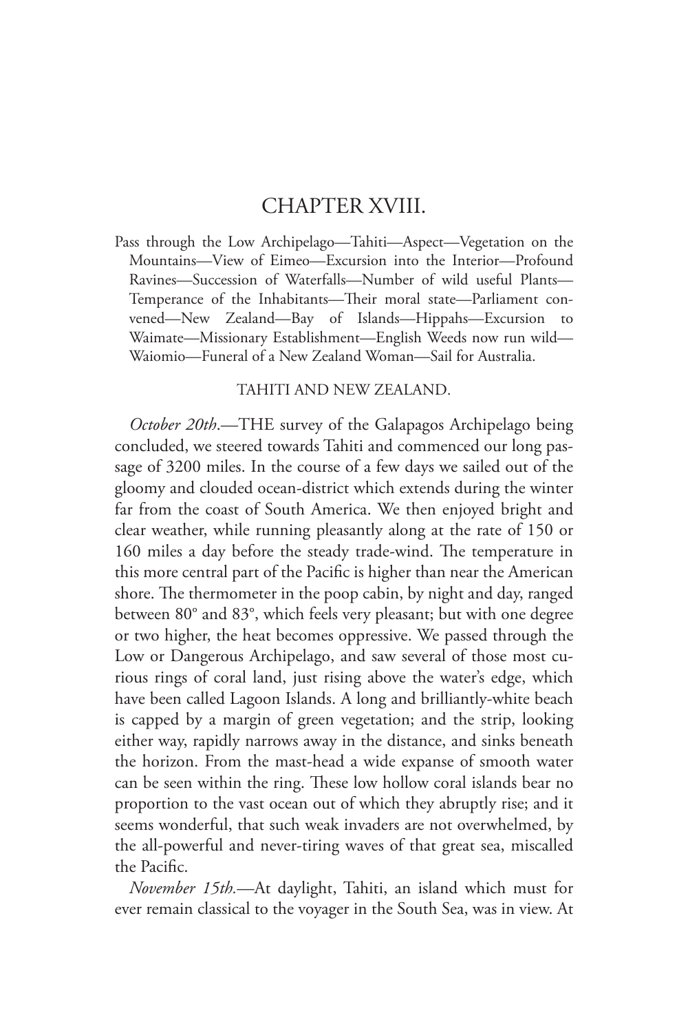# CHAPTER XVIII.

Pass through the Low Archipelago—Tahiti—Aspect—Vegetation on the Mountains—View of Eimeo—Excursion into the Interior—Profound Ravines—Succession of Waterfalls—Number of wild useful Plants—Temperance of the Inhabitants—Their moral state—Parliament convened—New Zealand—Bay of Islands—Hippahs—Excursion to Waimate—Missionary Establishment—English Weeds now run wild—Waiomio—Funeral of a New Zealand Woman—Sail for Australia.

## TAHITI AND NEW ZEALAND.

*October 20th*.—THE survey of the Galapagos Archipelago being concluded, we steered towards Tahiti and commenced our long passage of 3200 miles. In the course of a few days we sailed out of the gloomy and clouded ocean-district which extends during the winter far from the coast of South America. We then enjoyed bright and clear weather, while running pleasantly along at the rate of 150 or 160 miles a day before the steady trade-wind. The temperature in this more central part of the Pacific is higher than near the American shore. The thermometer in the poop cabin, by night and day, ranged between 80° and 83°, which feels very pleasant; but with one degree or two higher, the heat becomes oppressive. We passed through the Low or Dangerous Archipelago, and saw several of those most curious rings of coral land, just rising above the water's edge, which have been called Lagoon Islands. A long and brilliantly-white beach is capped by a margin of green vegetation; and the strip, looking either way, rapidly narrows away in the distance, and sinks beneath the horizon. From the mast-head a wide expanse of smooth water can be seen within the ring. These low hollow coral islands bear no proportion to the vast ocean out of which they abruptly rise; and it seems wonderful, that such weak invaders are not overwhelmed, by the all-powerful and never-tiring waves of that great sea, miscalled the Pacific.

*November 15th.*—At daylight, Tahiti, an island which must for ever remain classical to the voyager in the South Sea, was in view. At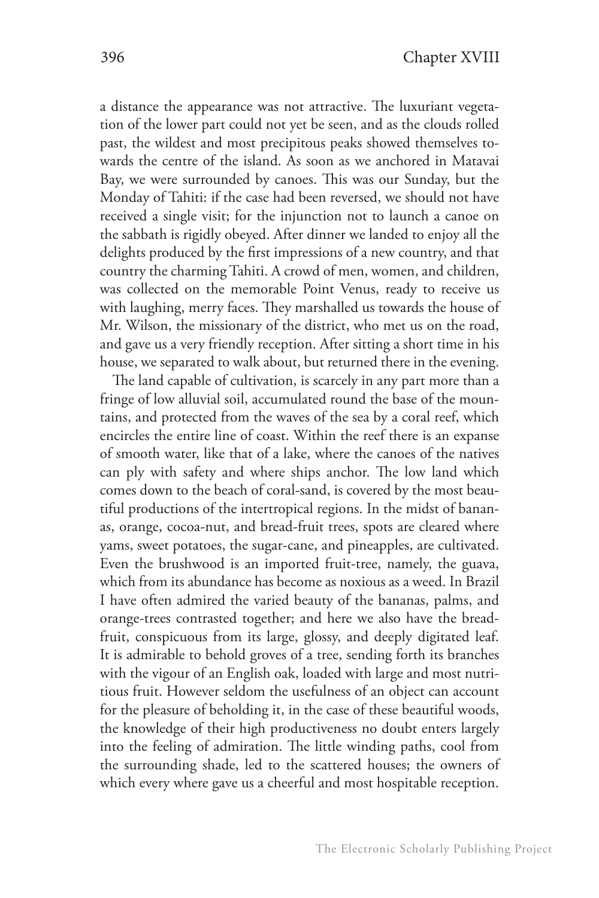a distance the appearance was not attractive. The luxuriant vegetation of the lower part could not yet be seen, and as the clouds rolled past, the wildest and most precipitous peaks showed themselves towards the centre of the island. As soon as we anchored in Matavai Bay, we were surrounded by canoes. This was our Sunday, but the Monday of Tahiti: if the case had been reversed, we should not have received a single visit; for the injunction not to launch a canoe on the sabbath is rigidly obeyed. After dinner we landed to enjoy all the delights produced by the first impressions of a new country, and that country the charming Tahiti. A crowd of men, women, and children, was collected on the memorable Point Venus, ready to receive us with laughing, merry faces. They marshalled us towards the house of Mr. Wilson, the missionary of the district, who met us on the road, and gave us a very friendly reception. After sitting a short time in his house, we separated to walk about, but returned there in the evening.

The land capable of cultivation, is scarcely in any part more than a fringe of low alluvial soil, accumulated round the base of the mountains, and protected from the waves of the sea by a coral reef, which encircles the entire line of coast. Within the reef there is an expanse of smooth water, like that of a lake, where the canoes of the natives can ply with safety and where ships anchor. The low land which comes down to the beach of coral-sand, is covered by the most beautiful productions of the intertropical regions. In the midst of bananas, orange, cocoa-nut, and bread-fruit trees, spots are cleared where yams, sweet potatoes, the sugar-cane, and pineapples, are cultivated. Even the brushwood is an imported fruit-tree, namely, the guava, which from its abundance has become as noxious as a weed. In Brazil I have often admired the varied beauty of the bananas, palms, and orange-trees contrasted together; and here we also have the bread-fruit, conspicuous from its large, glossy, and deeply digitated leaf. It is admirable to behold groves of a tree, sending forth its branches with the vigour of an English oak, loaded with large and most nutritious fruit. However seldom the usefulness of an object can account for the pleasure of beholding it, in the case of these beautiful woods, the knowledge of their high productiveness no doubt enters largely into the feeling of admiration. The little winding paths, cool from the surrounding shade, led to the scattered houses; the owners of which every where gave us a cheerful and most hospitable reception.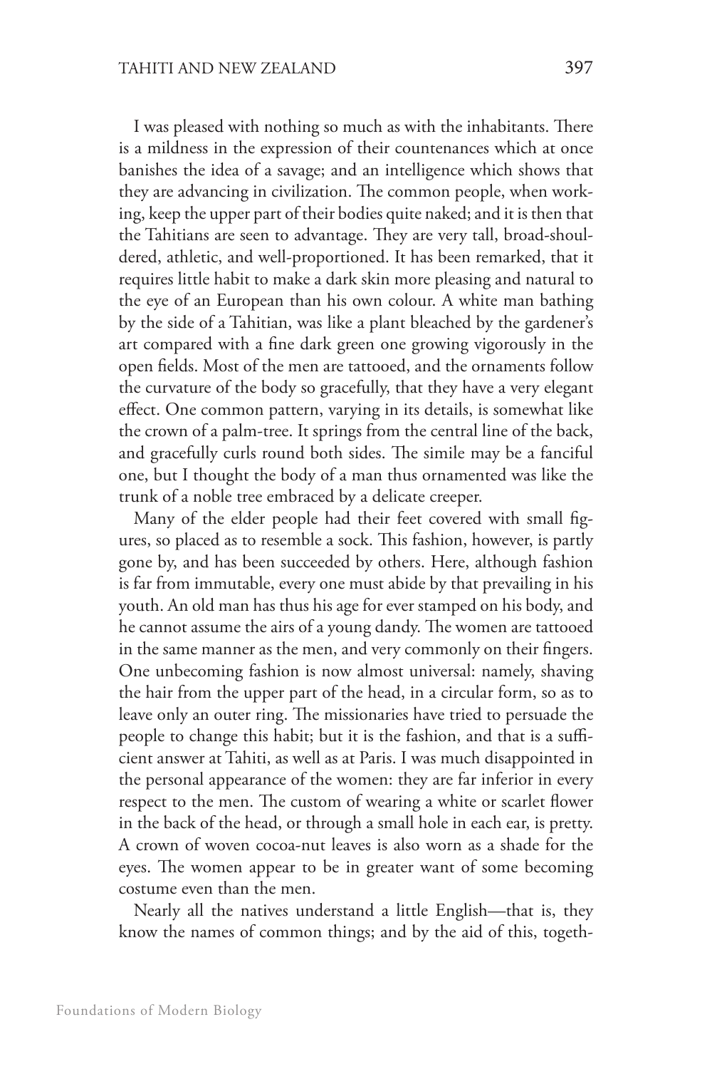I was pleased with nothing so much as with the inhabitants. There is a mildness in the expression of their countenances which at once banishes the idea of a savage; and an intelligence which shows that they are advancing in civilization. The common people, when working, keep the upper part of their bodies quite naked; and it is then that the Tahitians are seen to advantage. They are very tall, broad-shouldered, athletic, and well-proportioned. It has been remarked, that it requires little habit to make a dark skin more pleasing and natural to the eye of an European than his own colour. A white man bathing by the side of a Tahitian, was like a plant bleached by the gardener's art compared with a fine dark green one growing vigorously in the open fields. Most of the men are tattooed, and the ornaments follow the curvature of the body so gracefully, that they have a very elegant effect. One common pattern, varying in its details, is somewhat like the crown of a palm-tree. It springs from the central line of the back, and gracefully curls round both sides. The simile may be a fanciful one, but I thought the body of a man thus ornamented was like the trunk of a noble tree embraced by a delicate creeper.

Many of the elder people had their feet covered with small figures, so placed as to resemble a sock. This fashion, however, is partly gone by, and has been succeeded by others. Here, although fashion is far from immutable, every one must abide by that prevailing in his youth. An old man has thus his age for ever stamped on his body, and he cannot assume the airs of a young dandy. The women are tattooed in the same manner as the men, and very commonly on their fingers. One unbecoming fashion is now almost universal: namely, shaving the hair from the upper part of the head, in a circular form, so as to leave only an outer ring. The missionaries have tried to persuade the people to change this habit; but it is the fashion, and that is a sufficient answer at Tahiti, as well as at Paris. I was much disappointed in the personal appearance of the women: they are far inferior in every respect to the men. The custom of wearing a white or scarlet flower in the back of the head, or through a small hole in each ear, is pretty. A crown of woven cocoa-nut leaves is also worn as a shade for the eyes. The women appear to be in greater want of some becoming costume even than the men.

Nearly all the natives understand a little English—that is, they know the names of common things; and by the aid of this, togeth-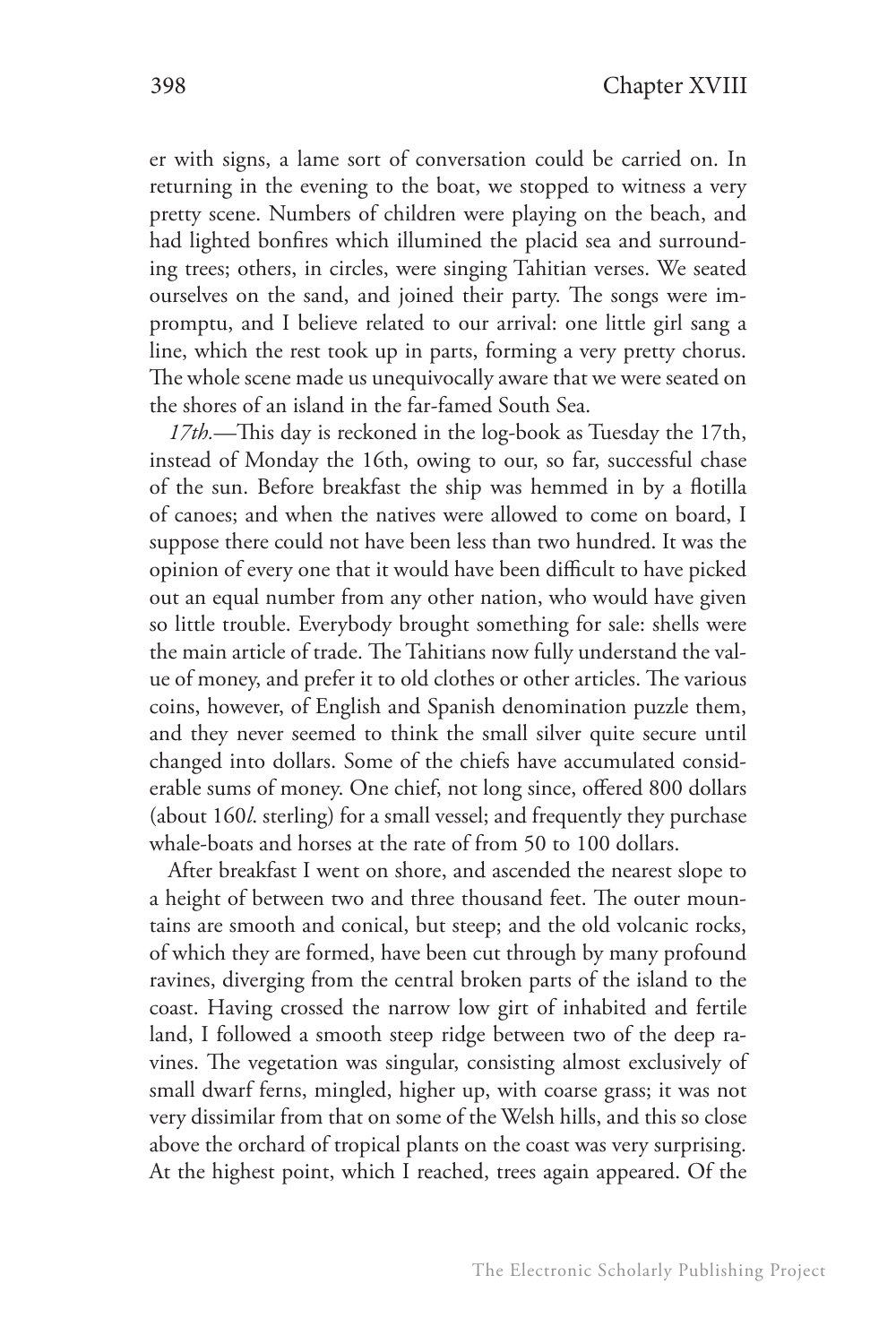er with signs, a lame sort of conversation could be carried on. In returning in the evening to the boat, we stopped to witness a very pretty scene. Numbers of children were playing on the beach, and had lighted bonfires which illumined the placid sea and surrounding trees; others, in circles, were singing Tahitian verses. We seated ourselves on the sand, and joined their party. The songs were impromptu, and I believe related to our arrival: one little girl sang a line, which the rest took up in parts, forming a very pretty chorus. The whole scene made us unequivocally aware that we were seated on the shores of an island in the far-famed South Sea.

*17th.*—This day is reckoned in the log-book as Tuesday the 17th, instead of Monday the 16th, owing to our, so far, successful chase of the sun. Before breakfast the ship was hemmed in by a flotilla of canoes; and when the natives were allowed to come on board, I suppose there could not have been less than two hundred. It was the opinion of every one that it would have been difficult to have picked out an equal number from any other nation, who would have given so little trouble. Everybody brought something for sale: shells were the main article of trade. The Tahitians now fully understand the value of money, and prefer it to old clothes or other articles. The various coins, however, of English and Spanish denomination puzzle them, and they never seemed to think the small silver quite secure until changed into dollars. Some of the chiefs have accumulated considerable sums of money. One chief, not long since, offered 800 dollars (about 160*l*. sterling) for a small vessel; and frequently they purchase whale-boats and horses at the rate of from 50 to 100 dollars.

After breakfast I went on shore, and ascended the nearest slope to a height of between two and three thousand feet. The outer mountains are smooth and conical, but steep; and the old volcanic rocks, of which they are formed, have been cut through by many profound ravines, diverging from the central broken parts of the island to the coast. Having crossed the narrow low girt of inhabited and fertile land, I followed a smooth steep ridge between two of the deep ravines. The vegetation was singular, consisting almost exclusively of small dwarf ferns, mingled, higher up, with coarse grass; it was not very dissimilar from that on some of the Welsh hills, and this so close above the orchard of tropical plants on the coast was very surprising. At the highest point, which I reached, trees again appeared. Of the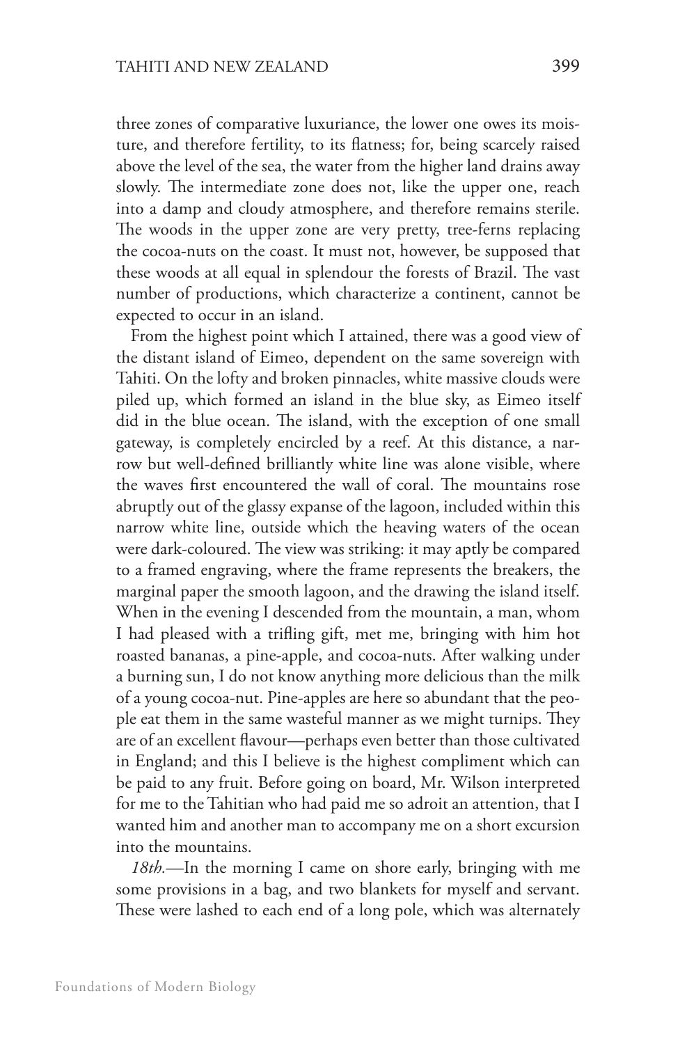three zones of comparative luxuriance, the lower one owes its moisture, and therefore fertility, to its flatness; for, being scarcely raised above the level of the sea, the water from the higher land drains away slowly. The intermediate zone does not, like the upper one, reach into a damp and cloudy atmosphere, and therefore remains sterile. The woods in the upper zone are very pretty, tree-ferns replacing the cocoa-nuts on the coast. It must not, however, be supposed that these woods at all equal in splendour the forests of Brazil. The vast number of productions, which characterize a continent, cannot be expected to occur in an island.

From the highest point which I attained, there was a good view of the distant island of Eimeo, dependent on the same sovereign with Tahiti. On the lofty and broken pinnacles, white massive clouds were piled up, which formed an island in the blue sky, as Eimeo itself did in the blue ocean. The island, with the exception of one small gateway, is completely encircled by a reef. At this distance, a narrow but well-defined brilliantly white line was alone visible, where the waves first encountered the wall of coral. The mountains rose abruptly out of the glassy expanse of the lagoon, included within this narrow white line, outside which the heaving waters of the ocean were dark-coloured. The view was striking: it may aptly be compared to a framed engraving, where the frame represents the breakers, the marginal paper the smooth lagoon, and the drawing the island itself. When in the evening I descended from the mountain, a man, whom I had pleased with a trifling gift, met me, bringing with him hot roasted bananas, a pine-apple, and cocoa-nuts. After walking under a burning sun, I do not know anything more delicious than the milk of a young cocoa-nut. Pine-apples are here so abundant that the people eat them in the same wasteful manner as we might turnips. They are of an excellent flavour—perhaps even better than those cultivated in England; and this I believe is the highest compliment which can be paid to any fruit. Before going on board, Mr. Wilson interpreted for me to the Tahitian who had paid me so adroit an attention, that I wanted him and another man to accompany me on a short excursion into the mountains.

*18th.*—In the morning I came on shore early, bringing with me some provisions in a bag, and two blankets for myself and servant. These were lashed to each end of a long pole, which was alternately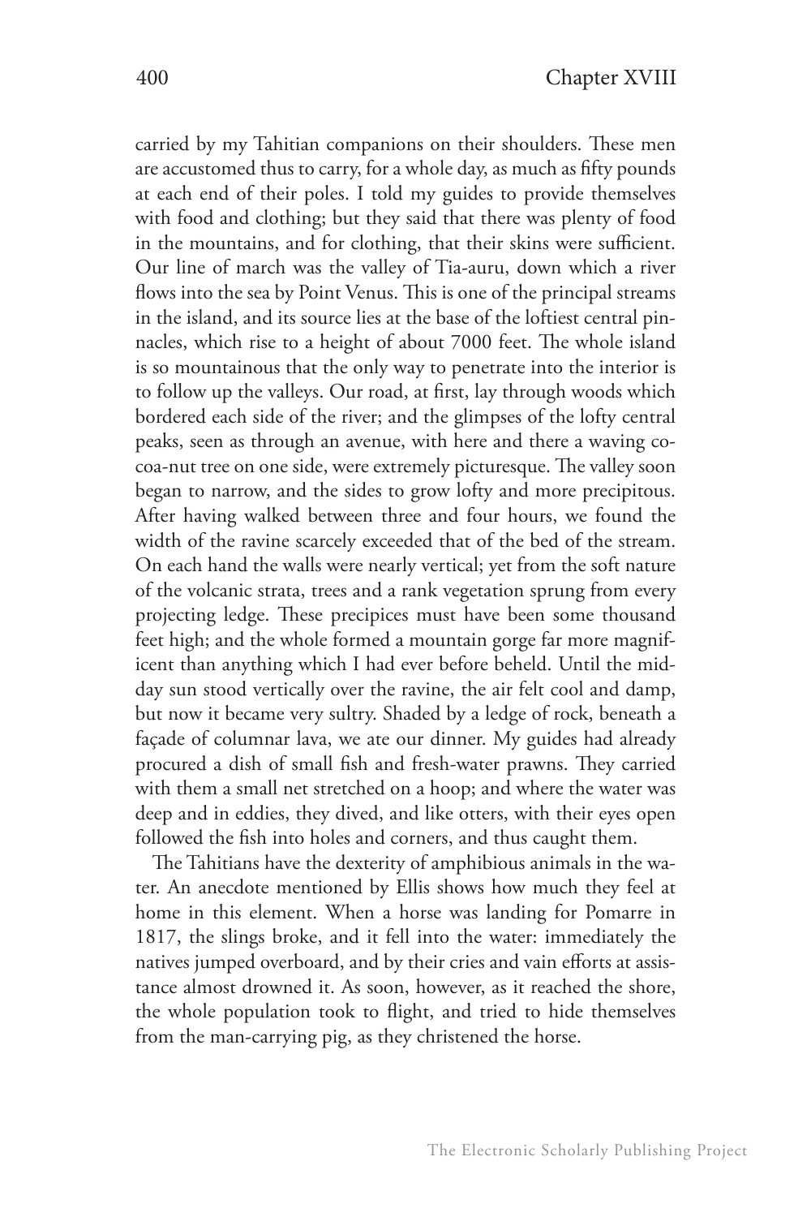carried by my Tahitian companions on their shoulders. These men are accustomed thus to carry, for a whole day, as much as fifty pounds at each end of their poles. I told my guides to provide themselves with food and clothing; but they said that there was plenty of food in the mountains, and for clothing, that their skins were sufficient. Our line of march was the valley of Tia-auru, down which a river flows into the sea by Point Venus. This is one of the principal streams in the island, and its source lies at the base of the loftiest central pinnacles, which rise to a height of about 7000 feet. The whole island is so mountainous that the only way to penetrate into the interior is to follow up the valleys. Our road, at first, lay through woods which bordered each side of the river; and the glimpses of the lofty central peaks, seen as through an avenue, with here and there a waving cocoa-nut tree on one side, were extremely picturesque. The valley soon began to narrow, and the sides to grow lofty and more precipitous. After having walked between three and four hours, we found the width of the ravine scarcely exceeded that of the bed of the stream. On each hand the walls were nearly vertical; yet from the soft nature of the volcanic strata, trees and a rank vegetation sprung from every projecting ledge. These precipices must have been some thousand feet high; and the whole formed a mountain gorge far more magnificent than anything which I had ever before beheld. Until the midday sun stood vertically over the ravine, the air felt cool and damp, but now it became very sultry. Shaded by a ledge of rock, beneath a façade of columnar lava, we ate our dinner. My guides had already procured a dish of small fish and fresh-water prawns. They carried with them a small net stretched on a hoop; and where the water was deep and in eddies, they dived, and like otters, with their eyes open followed the fish into holes and corners, and thus caught them.

The Tahitians have the dexterity of amphibious animals in the water. An anecdote mentioned by Ellis shows how much they feel at home in this element. When a horse was landing for Pomarre in 1817, the slings broke, and it fell into the water: immediately the natives jumped overboard, and by their cries and vain efforts at assistance almost drowned it. As soon, however, as it reached the shore, the whole population took to flight, and tried to hide themselves from the man-carrying pig, as they christened the horse.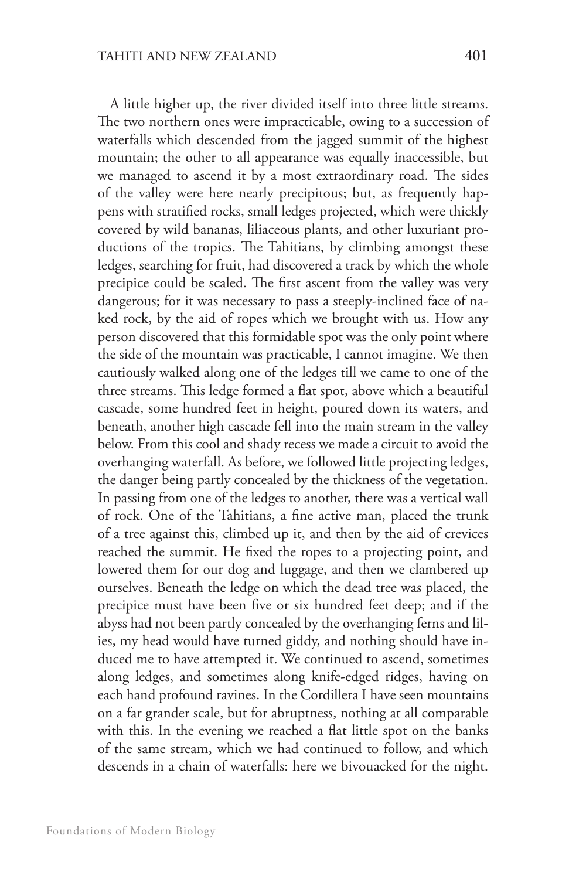A little higher up, the river divided itself into three little streams. The two northern ones were impracticable, owing to a succession of waterfalls which descended from the jagged summit of the highest mountain; the other to all appearance was equally inaccessible, but we managed to ascend it by a most extraordinary road. The sides of the valley were here nearly precipitous; but, as frequently happens with stratified rocks, small ledges projected, which were thickly covered by wild bananas, liliaceous plants, and other luxuriant productions of the tropics. The Tahitians, by climbing amongst these ledges, searching for fruit, had discovered a track by which the whole precipice could be scaled. The first ascent from the valley was very dangerous; for it was necessary to pass a steeply-inclined face of naked rock, by the aid of ropes which we brought with us. How any person discovered that this formidable spot was the only point where the side of the mountain was practicable, I cannot imagine. We then cautiously walked along one of the ledges till we came to one of the three streams. This ledge formed a flat spot, above which a beautiful cascade, some hundred feet in height, poured down its waters, and beneath, another high cascade fell into the main stream in the valley below. From this cool and shady recess we made a circuit to avoid the overhanging waterfall. As before, we followed little projecting ledges, the danger being partly concealed by the thickness of the vegetation. In passing from one of the ledges to another, there was a vertical wall of rock. One of the Tahitians, a fine active man, placed the trunk of a tree against this, climbed up it, and then by the aid of crevices reached the summit. He fixed the ropes to a projecting point, and lowered them for our dog and luggage, and then we clambered up ourselves. Beneath the ledge on which the dead tree was placed, the precipice must have been five or six hundred feet deep; and if the abyss had not been partly concealed by the overhanging ferns and lilies, my head would have turned giddy, and nothing should have induced me to have attempted it. We continued to ascend, sometimes along ledges, and sometimes along knife-edged ridges, having on each hand profound ravines. In the Cordillera I have seen mountains on a far grander scale, but for abruptness, nothing at all comparable with this. In the evening we reached a flat little spot on the banks of the same stream, which we had continued to follow, and which descends in a chain of waterfalls: here we bivouacked for the night.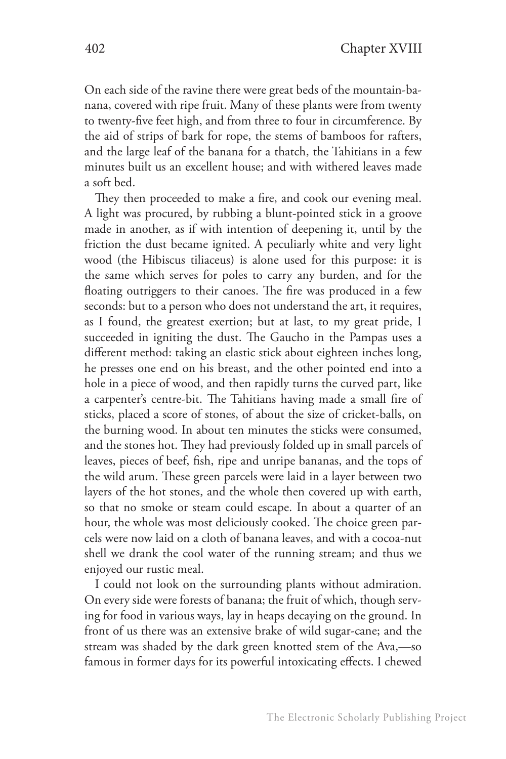On each side of the ravine there were great beds of the mountain-banana, covered with ripe fruit. Many of these plants were from twenty to twenty-five feet high, and from three to four in circumference. By the aid of strips of bark for rope, the stems of bamboos for rafters, and the large leaf of the banana for a thatch, the Tahitians in a few minutes built us an excellent house; and with withered leaves made a soft bed.

They then proceeded to make a fire, and cook our evening meal. A light was procured, by rubbing a blunt-pointed stick in a groove made in another, as if with intention of deepening it, until by the friction the dust became ignited. A peculiarly white and very light wood (the Hibiscus tiliaceus) is alone used for this purpose: it is the same which serves for poles to carry any burden, and for the floating outriggers to their canoes. The fire was produced in a few seconds: but to a person who does not understand the art, it requires, as I found, the greatest exertion; but at last, to my great pride, I succeeded in igniting the dust. The Gaucho in the Pampas uses a different method: taking an elastic stick about eighteen inches long, he presses one end on his breast, and the other pointed end into a hole in a piece of wood, and then rapidly turns the curved part, like a carpenter's centre-bit. The Tahitians having made a small fire of sticks, placed a score of stones, of about the size of cricket-balls, on the burning wood. In about ten minutes the sticks were consumed, and the stones hot. They had previously folded up in small parcels of leaves, pieces of beef, fish, ripe and unripe bananas, and the tops of the wild arum. These green parcels were laid in a layer between two layers of the hot stones, and the whole then covered up with earth, so that no smoke or steam could escape. In about a quarter of an hour, the whole was most deliciously cooked. The choice green parcels were now laid on a cloth of banana leaves, and with a cocoa-nut shell we drank the cool water of the running stream; and thus we enjoyed our rustic meal.

I could not look on the surrounding plants without admiration. On every side were forests of banana; the fruit of which, though serving for food in various ways, lay in heaps decaying on the ground. In front of us there was an extensive brake of wild sugar-cane; and the stream was shaded by the dark green knotted stem of the Ava,—so famous in former days for its powerful intoxicating effects. I chewed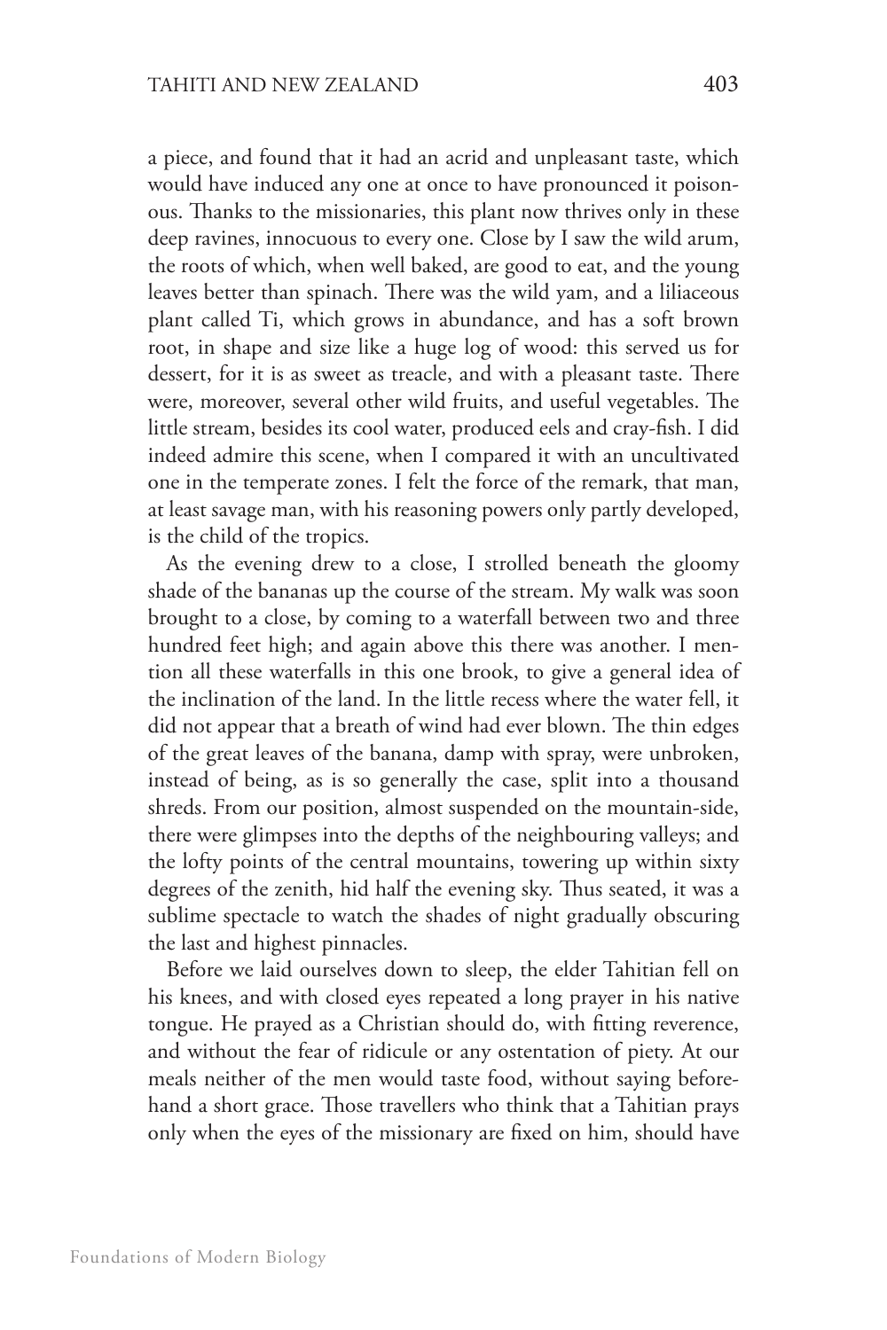a piece, and found that it had an acrid and unpleasant taste, which would have induced any one at once to have pronounced it poisonous. Thanks to the missionaries, this plant now thrives only in these deep ravines, innocuous to every one. Close by I saw the wild arum, the roots of which, when well baked, are good to eat, and the young leaves better than spinach. There was the wild yam, and a liliaceous plant called Ti, which grows in abundance, and has a soft brown root, in shape and size like a huge log of wood: this served us for dessert, for it is as sweet as treacle, and with a pleasant taste. There were, moreover, several other wild fruits, and useful vegetables. The little stream, besides its cool water, produced eels and cray-fish. I did indeed admire this scene, when I compared it with an uncultivated one in the temperate zones. I felt the force of the remark, that man, at least savage man, with his reasoning powers only partly developed, is the child of the tropics.

As the evening drew to a close, I strolled beneath the gloomy shade of the bananas up the course of the stream. My walk was soon brought to a close, by coming to a waterfall between two and three hundred feet high; and again above this there was another. I mention all these waterfalls in this one brook, to give a general idea of the inclination of the land. In the little recess where the water fell, it did not appear that a breath of wind had ever blown. The thin edges of the great leaves of the banana, damp with spray, were unbroken, instead of being, as is so generally the case, split into a thousand shreds. From our position, almost suspended on the mountain-side, there were glimpses into the depths of the neighbouring valleys; and the lofty points of the central mountains, towering up within sixty degrees of the zenith, hid half the evening sky. Thus seated, it was a sublime spectacle to watch the shades of night gradually obscuring the last and highest pinnacles.

Before we laid ourselves down to sleep, the elder Tahitian fell on his knees, and with closed eyes repeated a long prayer in his native tongue. He prayed as a Christian should do, with fitting reverence, and without the fear of ridicule or any ostentation of piety. At our meals neither of the men would taste food, without saying beforehand a short grace. Those travellers who think that a Tahitian prays only when the eyes of the missionary are fixed on him, should have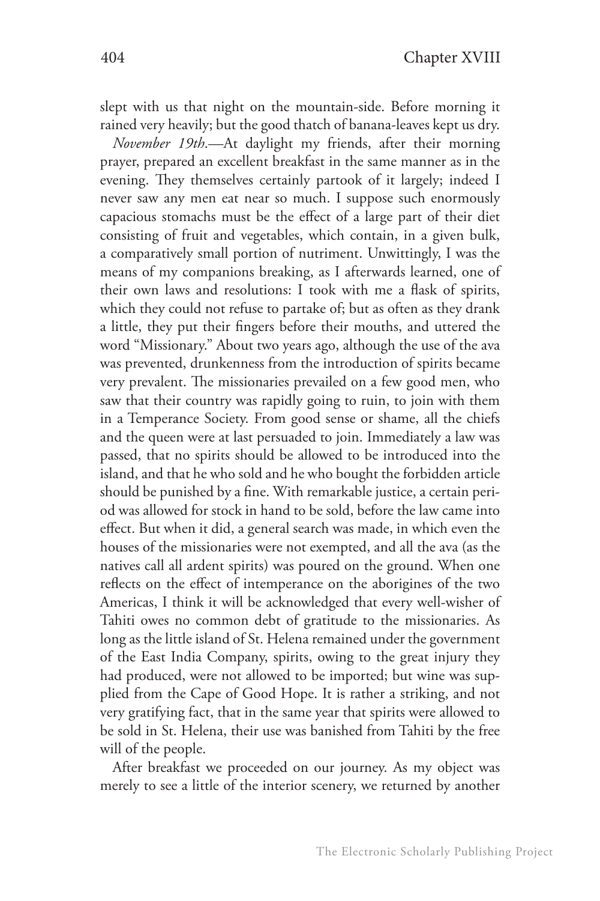slept with us that night on the mountain-side. Before morning it rained very heavily; but the good thatch of banana-leaves kept us dry.

*November 19th*.—At daylight my friends, after their morning prayer, prepared an excellent breakfast in the same manner as in the evening. They themselves certainly partook of it largely; indeed I never saw any men eat near so much. I suppose such enormously capacious stomachs must be the effect of a large part of their diet consisting of fruit and vegetables, which contain, in a given bulk, a comparatively small portion of nutriment. Unwittingly, I was the means of my companions breaking, as I afterwards learned, one of their own laws and resolutions: I took with me a flask of spirits, which they could not refuse to partake of; but as often as they drank a little, they put their fingers before their mouths, and uttered the word "Missionary." About two years ago, although the use of the ava was prevented, drunkenness from the introduction of spirits became very prevalent. The missionaries prevailed on a few good men, who saw that their country was rapidly going to ruin, to join with them in a Temperance Society. From good sense or shame, all the chiefs and the queen were at last persuaded to join. Immediately a law was passed, that no spirits should be allowed to be introduced into the island, and that he who sold and he who bought the forbidden article should be punished by a fine. With remarkable justice, a certain period was allowed for stock in hand to be sold, before the law came into effect. But when it did, a general search was made, in which even the houses of the missionaries were not exempted, and all the ava (as the natives call all ardent spirits) was poured on the ground. When one reflects on the effect of intemperance on the aborigines of the two Americas, I think it will be acknowledged that every well-wisher of Tahiti owes no common debt of gratitude to the missionaries. As long as the little island of St. Helena remained under the government of the East India Company, spirits, owing to the great injury they had produced, were not allowed to be imported; but wine was supplied from the Cape of Good Hope. It is rather a striking, and not very gratifying fact, that in the same year that spirits were allowed to be sold in St. Helena, their use was banished from Tahiti by the free will of the people.

After breakfast we proceeded on our journey. As my object was merely to see a little of the interior scenery, we returned by another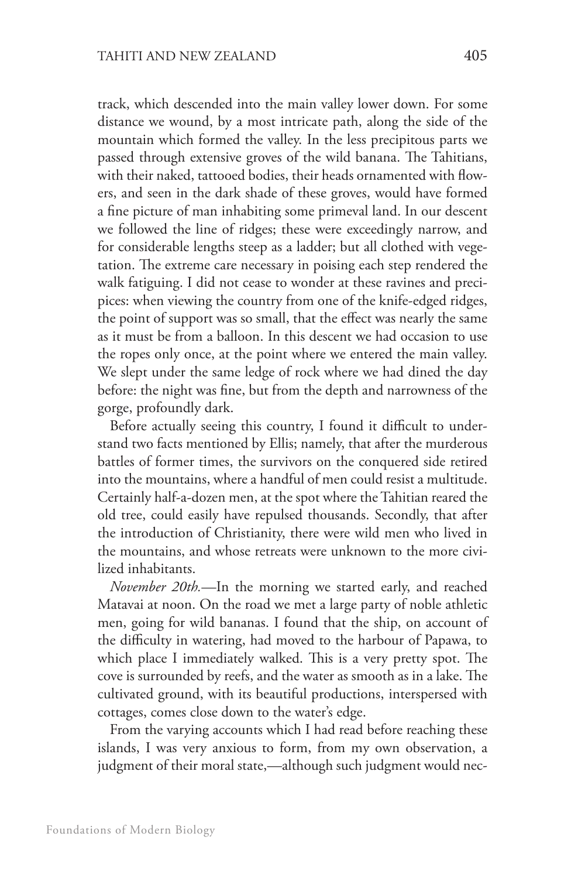track, which descended into the main valley lower down. For some distance we wound, by a most intricate path, along the side of the mountain which formed the valley. In the less precipitous parts we passed through extensive groves of the wild banana. The Tahitians, with their naked, tattooed bodies, their heads ornamented with flowers, and seen in the dark shade of these groves, would have formed a fine picture of man inhabiting some primeval land. In our descent we followed the line of ridges; these were exceedingly narrow, and for considerable lengths steep as a ladder; but all clothed with vegetation. The extreme care necessary in poising each step rendered the walk fatiguing. I did not cease to wonder at these ravines and precipices: when viewing the country from one of the knife-edged ridges, the point of support was so small, that the effect was nearly the same as it must be from a balloon. In this descent we had occasion to use the ropes only once, at the point where we entered the main valley. We slept under the same ledge of rock where we had dined the day before: the night was fine, but from the depth and narrowness of the gorge, profoundly dark.

Before actually seeing this country, I found it difficult to understand two facts mentioned by Ellis; namely, that after the murderous battles of former times, the survivors on the conquered side retired into the mountains, where a handful of men could resist a multitude. Certainly half-a-dozen men, at the spot where the Tahitian reared the old tree, could easily have repulsed thousands. Secondly, that after the introduction of Christianity, there were wild men who lived in the mountains, and whose retreats were unknown to the more civilized inhabitants.

*November 20th.*—In the morning we started early, and reached Matavai at noon. On the road we met a large party of noble athletic men, going for wild bananas. I found that the ship, on account of the difficulty in watering, had moved to the harbour of Papawa, to which place I immediately walked. This is a very pretty spot. The cove is surrounded by reefs, and the water as smooth as in a lake. The cultivated ground, with its beautiful productions, interspersed with cottages, comes close down to the water's edge.

From the varying accounts which I had read before reaching these islands, I was very anxious to form, from my own observation, a judgment of their moral state,—although such judgment would nec-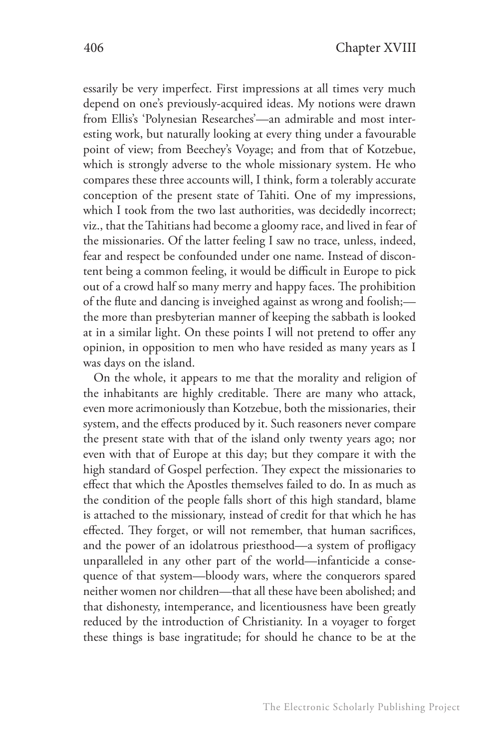essarily be very imperfect. First impressions at all times very much depend on one's previously-acquired ideas. My notions were drawn from Ellis's 'Polynesian Researches'—an admirable and most interesting work, but naturally looking at every thing under a favourable point of view; from Beechey's Voyage; and from that of Kotzebue, which is strongly adverse to the whole missionary system. He who compares these three accounts will, I think, form a tolerably accurate conception of the present state of Tahiti. One of my impressions, which I took from the two last authorities, was decidedly incorrect; viz., that the Tahitians had become a gloomy race, and lived in fear of the missionaries. Of the latter feeling I saw no trace, unless, indeed, fear and respect be confounded under one name. Instead of discontent being a common feeling, it would be difficult in Europe to pick out of a crowd half so many merry and happy faces. The prohibition of the flute and dancing is inveighed against as wrong and foolish;—the more than presbyterian manner of keeping the sabbath is looked at in a similar light. On these points I will not pretend to offer any opinion, in opposition to men who have resided as many years as I was days on the island.

On the whole, it appears to me that the morality and religion of the inhabitants are highly creditable. There are many who attack, even more acrimoniously than Kotzebue, both the missionaries, their system, and the effects produced by it. Such reasoners never compare the present state with that of the island only twenty years ago; nor even with that of Europe at this day; but they compare it with the high standard of Gospel perfection. They expect the missionaries to effect that which the Apostles themselves failed to do. In as much as the condition of the people falls short of this high standard, blame is attached to the missionary, instead of credit for that which he has effected. They forget, or will not remember, that human sacrifices, and the power of an idolatrous priesthood—a system of profligacy unparalleled in any other part of the world—infanticide a consequence of that system—bloody wars, where the conquerors spared neither women nor children—that all these have been abolished; and that dishonesty, intemperance, and licentiousness have been greatly reduced by the introduction of Christianity. In a voyager to forget these things is base ingratitude; for should he chance to be at the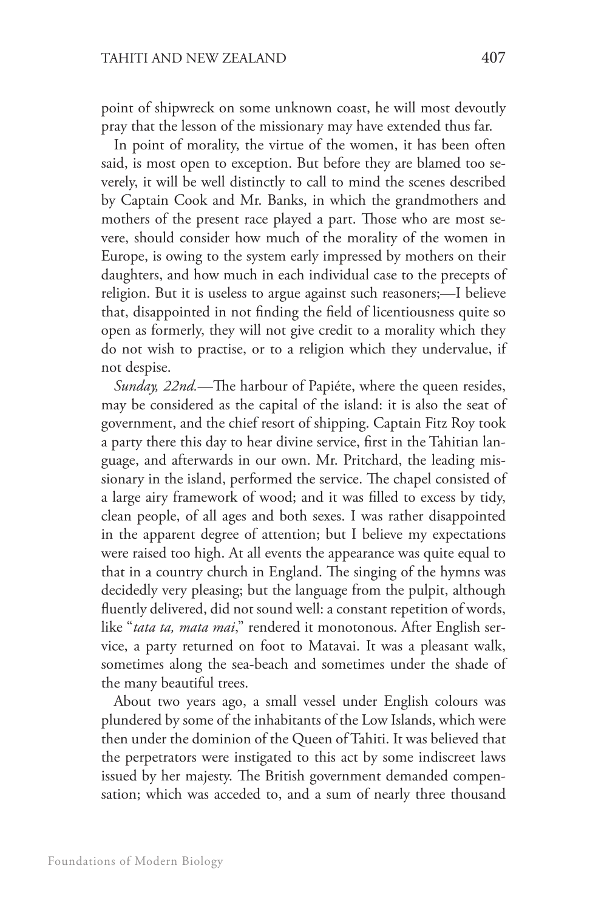point of shipwreck on some unknown coast, he will most devoutly pray that the lesson of the missionary may have extended thus far.

In point of morality, the virtue of the women, it has been often said, is most open to exception. But before they are blamed too severely, it will be well distinctly to call to mind the scenes described by Captain Cook and Mr. Banks, in which the grandmothers and mothers of the present race played a part. Those who are most severe, should consider how much of the morality of the women in Europe, is owing to the system early impressed by mothers on their daughters, and how much in each individual case to the precepts of religion. But it is useless to argue against such reasoners;—I believe that, disappointed in not finding the field of licentiousness quite so open as formerly, they will not give credit to a morality which they do not wish to practise, or to a religion which they undervalue, if not despise.

*Sunday, 22nd.*—The harbour of Papiéte, where the queen resides, may be considered as the capital of the island: it is also the seat of government, and the chief resort of shipping. Captain Fitz Roy took a party there this day to hear divine service, first in the Tahitian language, and afterwards in our own. Mr. Pritchard, the leading missionary in the island, performed the service. The chapel consisted of a large airy framework of wood; and it was filled to excess by tidy, clean people, of all ages and both sexes. I was rather disappointed in the apparent degree of attention; but I believe my expectations were raised too high. At all events the appearance was quite equal to that in a country church in England. The singing of the hymns was decidedly very pleasing; but the language from the pulpit, although fluently delivered, did not sound well: a constant repetition of words, like "*tata ta, mata mai*," rendered it monotonous. After English service, a party returned on foot to Matavai. It was a pleasant walk, sometimes along the sea-beach and sometimes under the shade of the many beautiful trees.

About two years ago, a small vessel under English colours was plundered by some of the inhabitants of the Low Islands, which were then under the dominion of the Queen of Tahiti. It was believed that the perpetrators were instigated to this act by some indiscreet laws issued by her majesty. The British government demanded compensation; which was acceded to, and a sum of nearly three thousand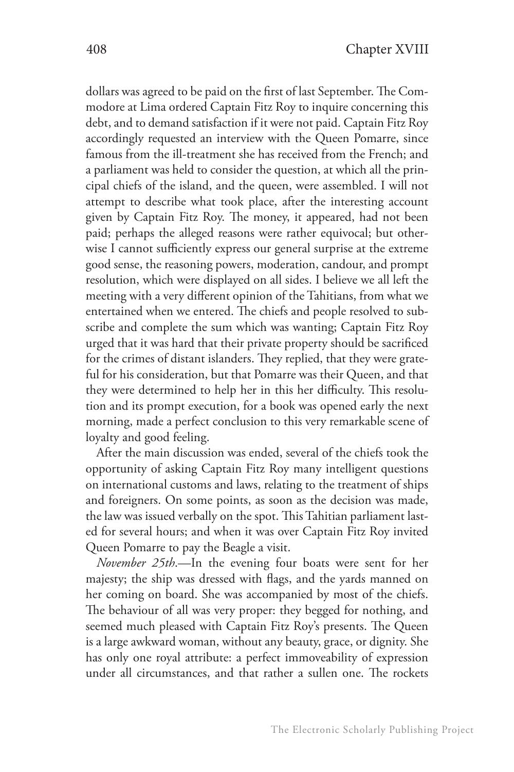dollars was agreed to be paid on the first of last September. The Commodore at Lima ordered Captain Fitz Roy to inquire concerning this debt, and to demand satisfaction if it were not paid. Captain Fitz Roy accordingly requested an interview with the Queen Pomarre, since famous from the ill-treatment she has received from the French; and a parliament was held to consider the question, at which all the principal chiefs of the island, and the queen, were assembled. I will not attempt to describe what took place, after the interesting account given by Captain Fitz Roy. The money, it appeared, had not been paid; perhaps the alleged reasons were rather equivocal; but otherwise I cannot sufficiently express our general surprise at the extreme good sense, the reasoning powers, moderation, candour, and prompt resolution, which were displayed on all sides. I believe we all left the meeting with a very different opinion of the Tahitians, from what we entertained when we entered. The chiefs and people resolved to subscribe and complete the sum which was wanting; Captain Fitz Roy urged that it was hard that their private property should be sacrificed for the crimes of distant islanders. They replied, that they were grateful for his consideration, but that Pomarre was their Queen, and that they were determined to help her in this her difficulty. This resolution and its prompt execution, for a book was opened early the next morning, made a perfect conclusion to this very remarkable scene of loyalty and good feeling.

After the main discussion was ended, several of the chiefs took the opportunity of asking Captain Fitz Roy many intelligent questions on international customs and laws, relating to the treatment of ships and foreigners. On some points, as soon as the decision was made, the law was issued verbally on the spot. This Tahitian parliament lasted for several hours; and when it was over Captain Fitz Roy invited Queen Pomarre to pay the Beagle a visit.

*November 25th*.—In the evening four boats were sent for her majesty; the ship was dressed with flags, and the yards manned on her coming on board. She was accompanied by most of the chiefs. The behaviour of all was very proper: they begged for nothing, and seemed much pleased with Captain Fitz Roy's presents. The Queen is a large awkward woman, without any beauty, grace, or dignity. She has only one royal attribute: a perfect immoveability of expression under all circumstances, and that rather a sullen one. The rockets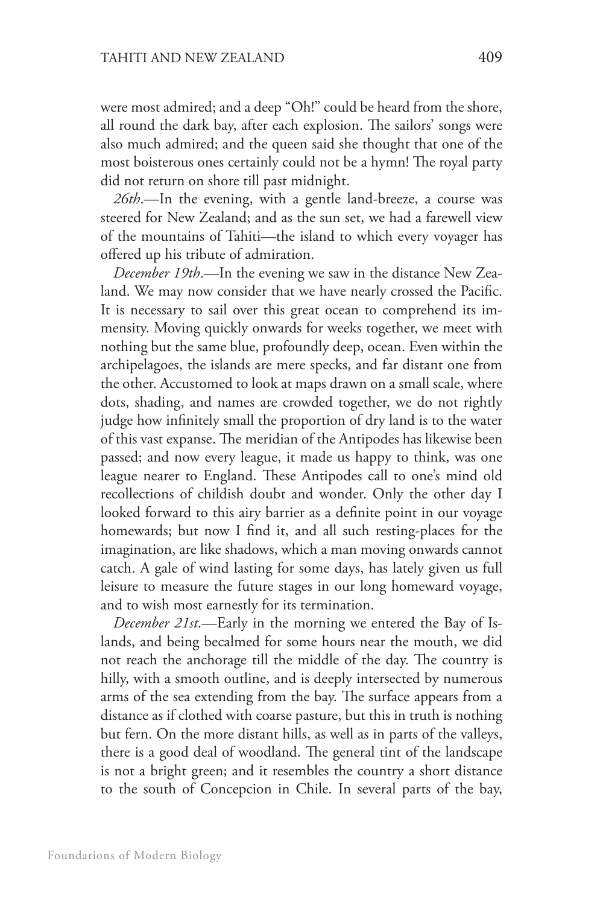were most admired; and a deep "Oh!" could be heard from the shore, all round the dark bay, after each explosion. The sailors' songs were also much admired; and the queen said she thought that one of the most boisterous ones certainly could not be a hymn! The royal party did not return on shore till past midnight.

*26th*.—In the evening, with a gentle land-breeze, a course was steered for New Zealand; and as the sun set, we had a farewell view of the mountains of Tahiti—the island to which every voyager has offered up his tribute of admiration.

*December 19th*.—In the evening we saw in the distance New Zealand. We may now consider that we have nearly crossed the Pacific. It is necessary to sail over this great ocean to comprehend its immensity. Moving quickly onwards for weeks together, we meet with nothing but the same blue, profoundly deep, ocean. Even within the archipelagoes, the islands are mere specks, and far distant one from the other. Accustomed to look at maps drawn on a small scale, where dots, shading, and names are crowded together, we do not rightly judge how infinitely small the proportion of dry land is to the water of this vast expanse. The meridian of the Antipodes has likewise been passed; and now every league, it made us happy to think, was one league nearer to England. These Antipodes call to one's mind old recollections of childish doubt and wonder. Only the other day I looked forward to this airy barrier as a definite point in our voyage homewards; but now I find it, and all such resting-places for the imagination, are like shadows, which a man moving onwards cannot catch. A gale of wind lasting for some days, has lately given us full leisure to measure the future stages in our long homeward voyage, and to wish most earnestly for its termination.

*December 21st*.—Early in the morning we entered the Bay of Islands, and being becalmed for some hours near the mouth, we did not reach the anchorage till the middle of the day. The country is hilly, with a smooth outline, and is deeply intersected by numerous arms of the sea extending from the bay. The surface appears from a distance as if clothed with coarse pasture, but this in truth is nothing but fern. On the more distant hills, as well as in parts of the valleys, there is a good deal of woodland. The general tint of the landscape is not a bright green; and it resembles the country a short distance to the south of Concepcion in Chile. In several parts of the bay,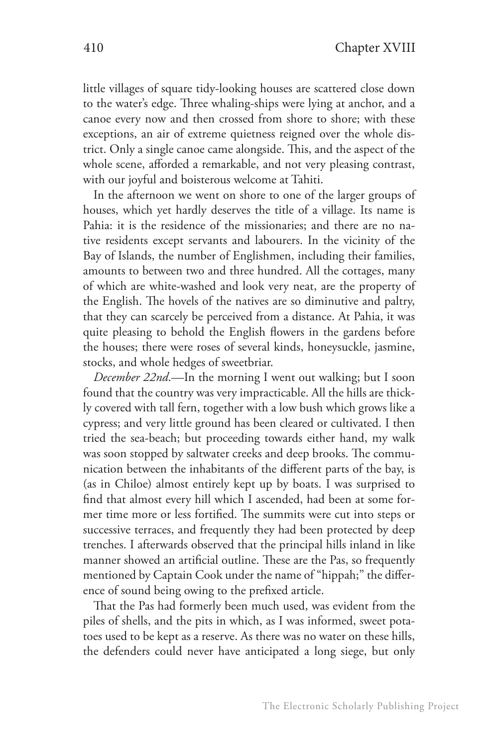little villages of square tidy-looking houses are scattered close down to the water's edge. Three whaling-ships were lying at anchor, and a canoe every now and then crossed from shore to shore; with these exceptions, an air of extreme quietness reigned over the whole district. Only a single canoe came alongside. This, and the aspect of the whole scene, afforded a remarkable, and not very pleasing contrast, with our joyful and boisterous welcome at Tahiti.

In the afternoon we went on shore to one of the larger groups of houses, which yet hardly deserves the title of a village. Its name is Pahia: it is the residence of the missionaries; and there are no native residents except servants and labourers. In the vicinity of the Bay of Islands, the number of Englishmen, including their families, amounts to between two and three hundred. All the cottages, many of which are white-washed and look very neat, are the property of the English. The hovels of the natives are so diminutive and paltry, that they can scarcely be perceived from a distance. At Pahia, it was quite pleasing to behold the English flowers in the gardens before the houses; there were roses of several kinds, honeysuckle, jasmine, stocks, and whole hedges of sweetbriar.

*December 22nd*.—In the morning I went out walking; but I soon found that the country was very impracticable. All the hills are thickly covered with tall fern, together with a low bush which grows like a cypress; and very little ground has been cleared or cultivated. I then tried the sea-beach; but proceeding towards either hand, my walk was soon stopped by saltwater creeks and deep brooks. The communication between the inhabitants of the different parts of the bay, is (as in Chiloe) almost entirely kept up by boats. I was surprised to find that almost every hill which I ascended, had been at some former time more or less fortified. The summits were cut into steps or successive terraces, and frequently they had been protected by deep trenches. I afterwards observed that the principal hills inland in like manner showed an artificial outline. These are the Pas, so frequently mentioned by Captain Cook under the name of "hippah;" the difference of sound being owing to the prefixed article.

That the Pas had formerly been much used, was evident from the piles of shells, and the pits in which, as I was informed, sweet potatoes used to be kept as a reserve. As there was no water on these hills, the defenders could never have anticipated a long siege, but only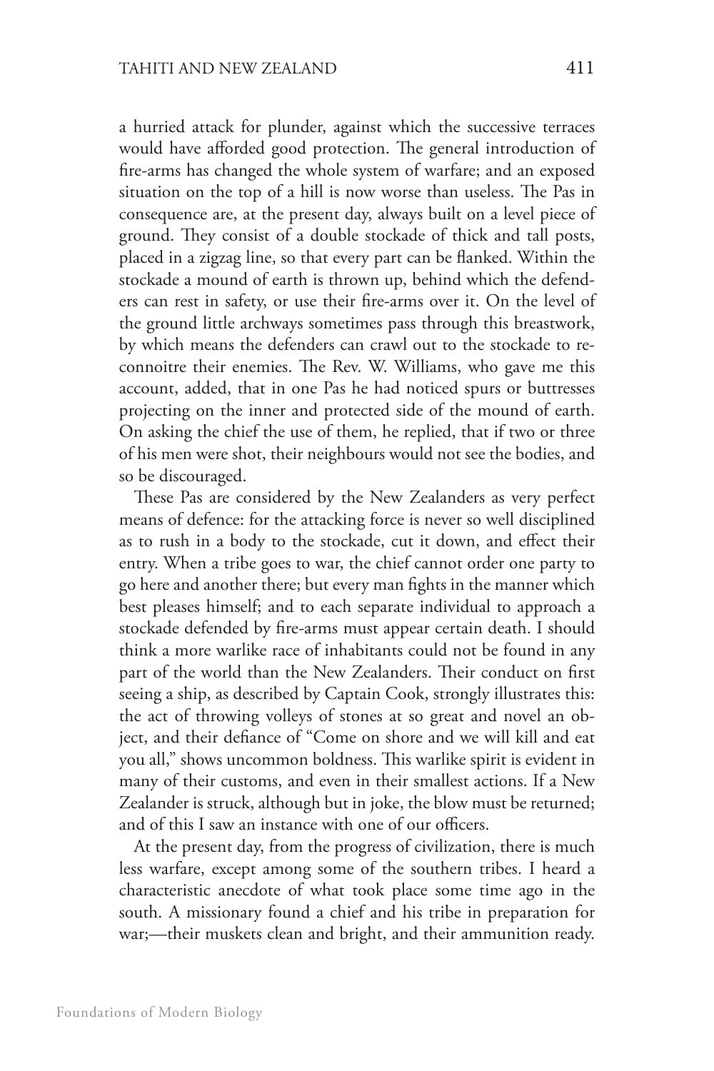a hurried attack for plunder, against which the successive terraces would have afforded good protection. The general introduction of fire-arms has changed the whole system of warfare; and an exposed situation on the top of a hill is now worse than useless. The Pas in consequence are, at the present day, always built on a level piece of ground. They consist of a double stockade of thick and tall posts, placed in a zigzag line, so that every part can be flanked. Within the stockade a mound of earth is thrown up, behind which the defenders can rest in safety, or use their fire-arms over it. On the level of the ground little archways sometimes pass through this breastwork, by which means the defenders can crawl out to the stockade to reconnoitre their enemies. The Rev. W. Williams, who gave me this account, added, that in one Pas he had noticed spurs or buttresses projecting on the inner and protected side of the mound of earth. On asking the chief the use of them, he replied, that if two or three of his men were shot, their neighbours would not see the bodies, and so be discouraged.

These Pas are considered by the New Zealanders as very perfect means of defence: for the attacking force is never so well disciplined as to rush in a body to the stockade, cut it down, and effect their entry. When a tribe goes to war, the chief cannot order one party to go here and another there; but every man fights in the manner which best pleases himself; and to each separate individual to approach a stockade defended by fire-arms must appear certain death. I should think a more warlike race of inhabitants could not be found in any part of the world than the New Zealanders. Their conduct on first seeing a ship, as described by Captain Cook, strongly illustrates this: the act of throwing volleys of stones at so great and novel an object, and their defiance of "Come on shore and we will kill and eat you all," shows uncommon boldness. This warlike spirit is evident in many of their customs, and even in their smallest actions. If a New Zealander is struck, although but in joke, the blow must be returned; and of this I saw an instance with one of our officers.

At the present day, from the progress of civilization, there is much less warfare, except among some of the southern tribes. I heard a characteristic anecdote of what took place some time ago in the south. A missionary found a chief and his tribe in preparation for war;—their muskets clean and bright, and their ammunition ready.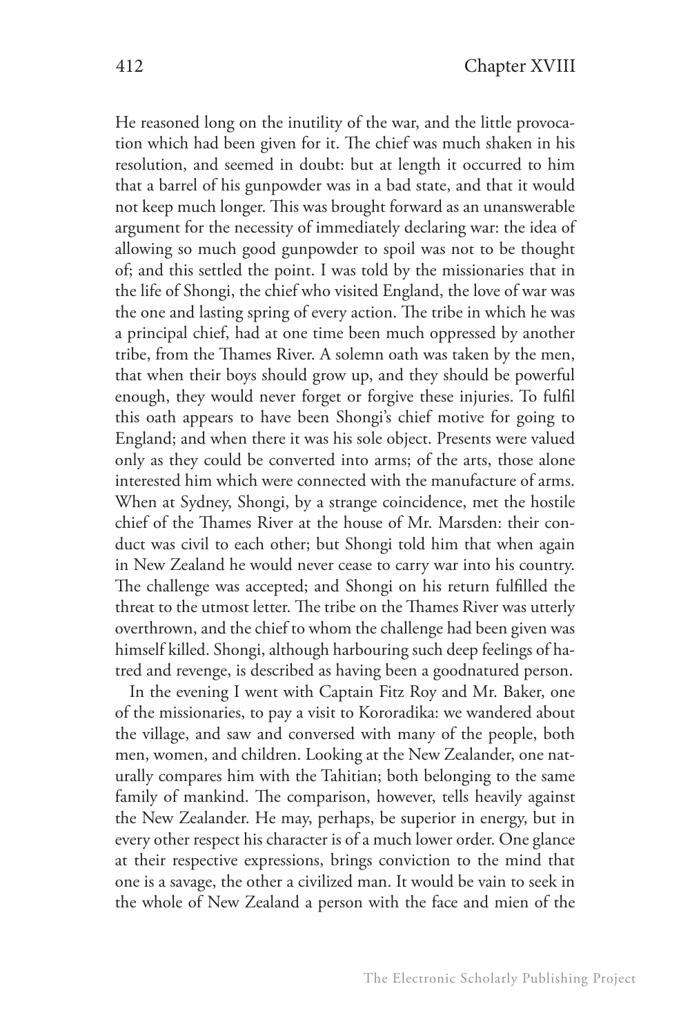He reasoned long on the inutility of the war, and the little provocation which had been given for it. The chief was much shaken in his resolution, and seemed in doubt: but at length it occurred to him that a barrel of his gunpowder was in a bad state, and that it would not keep much longer. This was brought forward as an unanswerable argument for the necessity of immediately declaring war: the idea of allowing so much good gunpowder to spoil was not to be thought of; and this settled the point. I was told by the missionaries that in the life of Shongi, the chief who visited England, the love of war was the one and lasting spring of every action. The tribe in which he was a principal chief, had at one time been much oppressed by another tribe, from the Thames River. A solemn oath was taken by the men, that when their boys should grow up, and they should be powerful enough, they would never forget or forgive these injuries. To fulfil this oath appears to have been Shongi's chief motive for going to England; and when there it was his sole object. Presents were valued only as they could be converted into arms; of the arts, those alone interested him which were connected with the manufacture of arms. When at Sydney, Shongi, by a strange coincidence, met the hostile chief of the Thames River at the house of Mr. Marsden: their conduct was civil to each other; but Shongi told him that when again in New Zealand he would never cease to carry war into his country. The challenge was accepted; and Shongi on his return fulfilled the threat to the utmost letter. The tribe on the Thames River was utterly overthrown, and the chief to whom the challenge had been given was himself killed. Shongi, although harbouring such deep feelings of hatred and revenge, is described as having been a goodnatured person.

In the evening I went with Captain Fitz Roy and Mr. Baker, one of the missionaries, to pay a visit to Kororadika: we wandered about the village, and saw and conversed with many of the people, both men, women, and children. Looking at the New Zealander, one naturally compares him with the Tahitian; both belonging to the same family of mankind. The comparison, however, tells heavily against the New Zealander. He may, perhaps, be superior in energy, but in every other respect his character is of a much lower order. One glance at their respective expressions, brings conviction to the mind that one is a savage, the other a civilized man. It would be vain to seek in the whole of New Zealand a person with the face and mien of the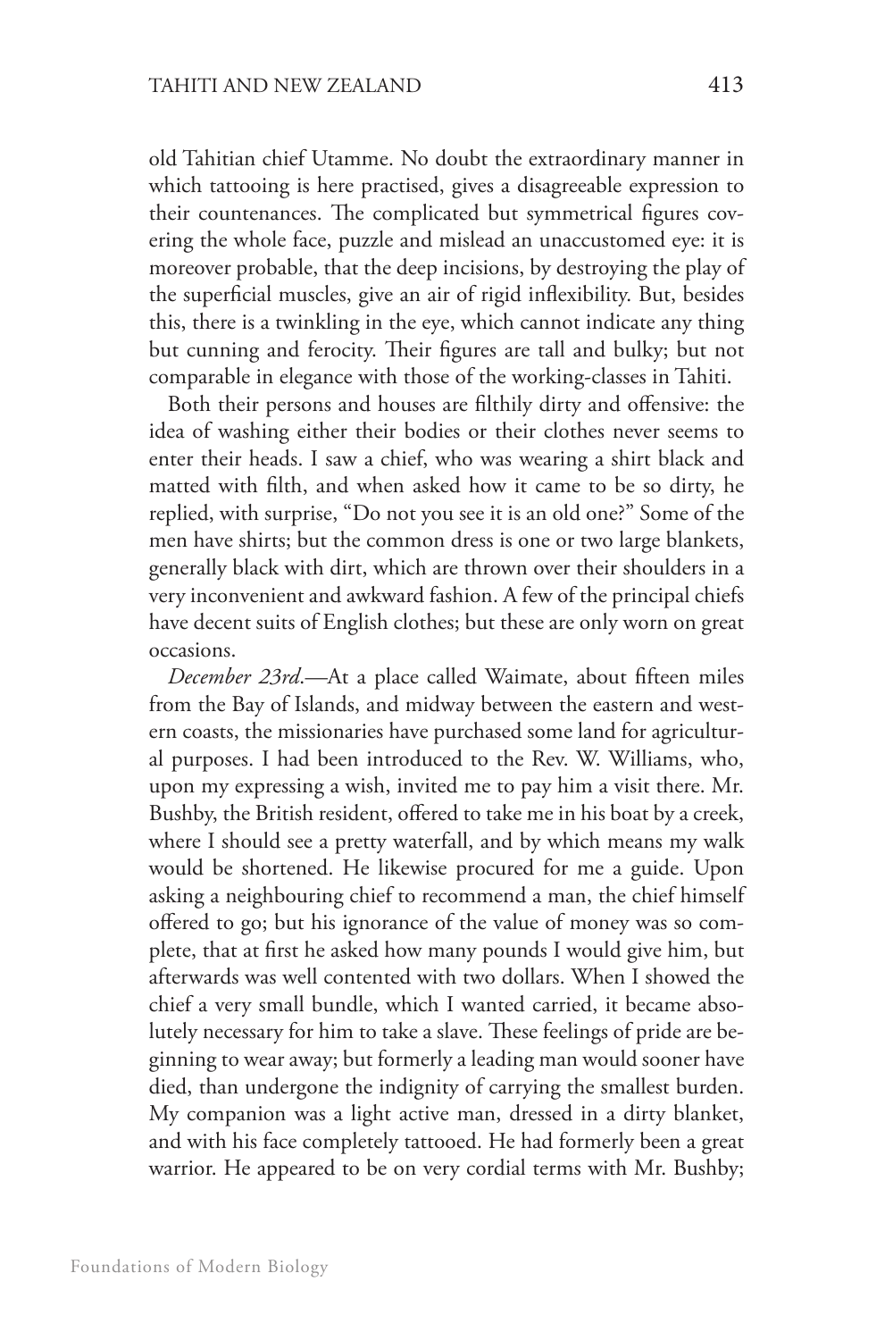old Tahitian chief Utamme. No doubt the extraordinary manner in which tattooing is here practised, gives a disagreeable expression to their countenances. The complicated but symmetrical figures covering the whole face, puzzle and mislead an unaccustomed eye: it is moreover probable, that the deep incisions, by destroying the play of the superficial muscles, give an air of rigid inflexibility. But, besides this, there is a twinkling in the eye, which cannot indicate any thing but cunning and ferocity. Their figures are tall and bulky; but not comparable in elegance with those of the working-classes in Tahiti.

Both their persons and houses are filthily dirty and offensive: the idea of washing either their bodies or their clothes never seems to enter their heads. I saw a chief, who was wearing a shirt black and matted with filth, and when asked how it came to be so dirty, he replied, with surprise, "Do not you see it is an old one?" Some of the men have shirts; but the common dress is one or two large blankets, generally black with dirt, which are thrown over their shoulders in a very inconvenient and awkward fashion. A few of the principal chiefs have decent suits of English clothes; but these are only worn on great occasions.

*December 23rd*.—At a place called Waimate, about fifteen miles from the Bay of Islands, and midway between the eastern and western coasts, the missionaries have purchased some land for agricultural purposes. I had been introduced to the Rev. W. Williams, who, upon my expressing a wish, invited me to pay him a visit there. Mr. Bushby, the British resident, offered to take me in his boat by a creek, where I should see a pretty waterfall, and by which means my walk would be shortened. He likewise procured for me a guide. Upon asking a neighbouring chief to recommend a man, the chief himself offered to go; but his ignorance of the value of money was so complete, that at first he asked how many pounds I would give him, but afterwards was well contented with two dollars. When I showed the chief a very small bundle, which I wanted carried, it became absolutely necessary for him to take a slave. These feelings of pride are beginning to wear away; but formerly a leading man would sooner have died, than undergone the indignity of carrying the smallest burden. My companion was a light active man, dressed in a dirty blanket, and with his face completely tattooed. He had formerly been a great warrior. He appeared to be on very cordial terms with Mr. Bushby;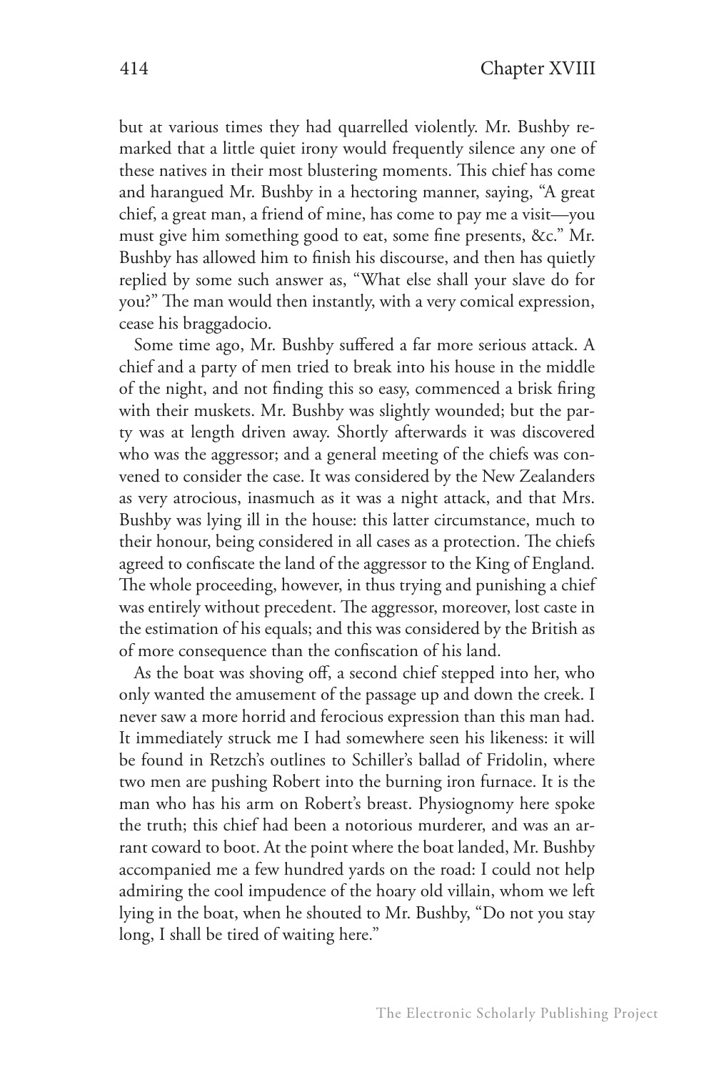but at various times they had quarrelled violently. Mr. Bushby remarked that a little quiet irony would frequently silence any one of these natives in their most blustering moments. This chief has come and harangued Mr. Bushby in a hectoring manner, saying, "A great chief, a great man, a friend of mine, has come to pay me a visit—you must give him something good to eat, some fine presents, &c." Mr. Bushby has allowed him to finish his discourse, and then has quietly replied by some such answer as, "What else shall your slave do for you?" The man would then instantly, with a very comical expression, cease his braggadocio.

Some time ago, Mr. Bushby suffered a far more serious attack. A chief and a party of men tried to break into his house in the middle of the night, and not finding this so easy, commenced a brisk firing with their muskets. Mr. Bushby was slightly wounded; but the party was at length driven away. Shortly afterwards it was discovered who was the aggressor; and a general meeting of the chiefs was convened to consider the case. It was considered by the New Zealanders as very atrocious, inasmuch as it was a night attack, and that Mrs. Bushby was lying ill in the house: this latter circumstance, much to their honour, being considered in all cases as a protection. The chiefs agreed to confiscate the land of the aggressor to the King of England. The whole proceeding, however, in thus trying and punishing a chief was entirely without precedent. The aggressor, moreover, lost caste in the estimation of his equals; and this was considered by the British as of more consequence than the confiscation of his land.

As the boat was shoving off, a second chief stepped into her, who only wanted the amusement of the passage up and down the creek. I never saw a more horrid and ferocious expression than this man had. It immediately struck me I had somewhere seen his likeness: it will be found in Retzch's outlines to Schiller's ballad of Fridolin, where two men are pushing Robert into the burning iron furnace. It is the man who has his arm on Robert's breast. Physiognomy here spoke the truth; this chief had been a notorious murderer, and was an arrant coward to boot. At the point where the boat landed, Mr. Bushby accompanied me a few hundred yards on the road: I could not help admiring the cool impudence of the hoary old villain, whom we left lying in the boat, when he shouted to Mr. Bushby, "Do not you stay long, I shall be tired of waiting here."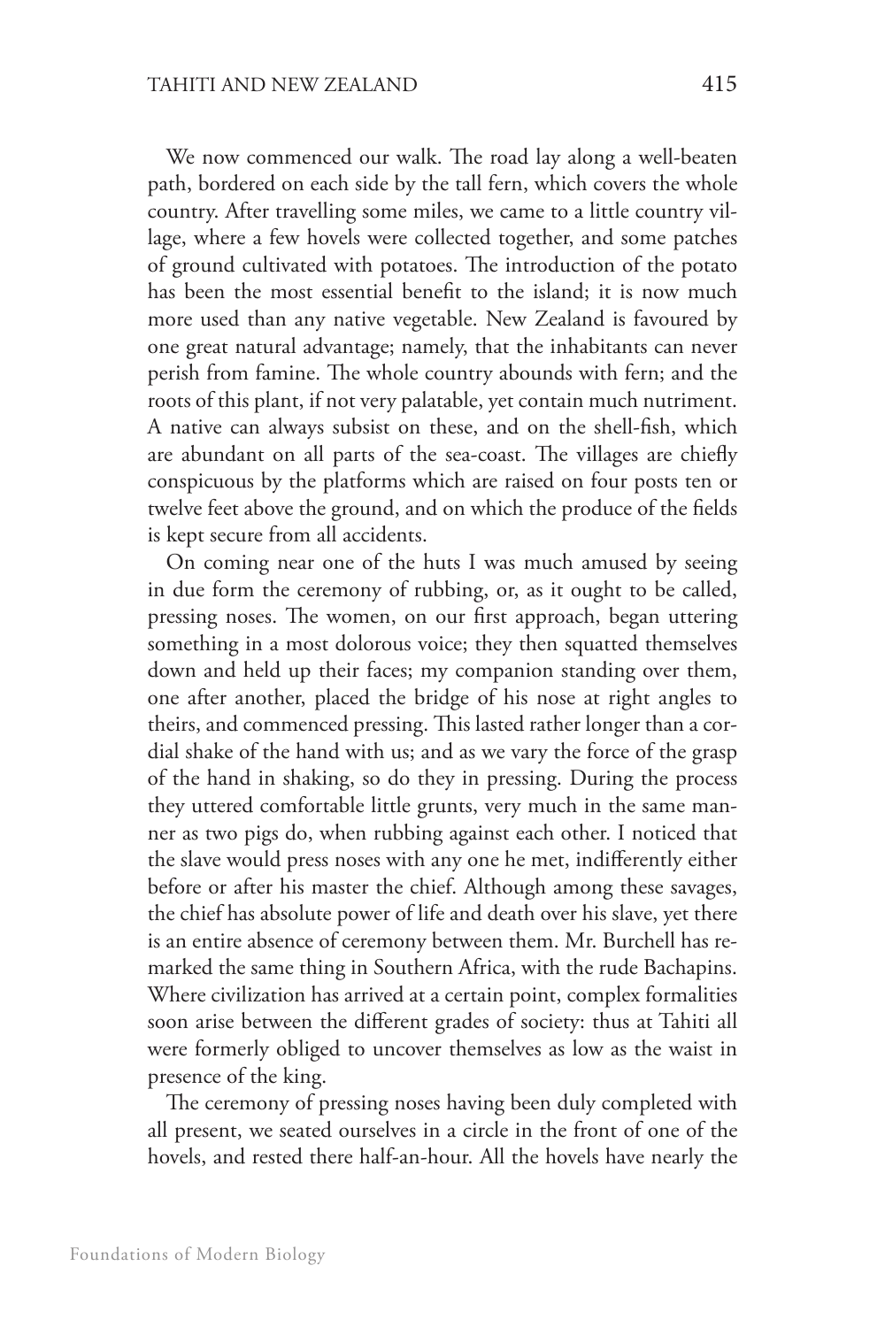We now commenced our walk. The road lay along a well-beaten path, bordered on each side by the tall fern, which covers the whole country. After travelling some miles, we came to a little country village, where a few hovels were collected together, and some patches of ground cultivated with potatoes. The introduction of the potato has been the most essential benefit to the island; it is now much more used than any native vegetable. New Zealand is favoured by one great natural advantage; namely, that the inhabitants can never perish from famine. The whole country abounds with fern; and the roots of this plant, if not very palatable, yet contain much nutriment. A native can always subsist on these, and on the shell-fish, which are abundant on all parts of the sea-coast. The villages are chiefly conspicuous by the platforms which are raised on four posts ten or twelve feet above the ground, and on which the produce of the fields is kept secure from all accidents.

On coming near one of the huts I was much amused by seeing in due form the ceremony of rubbing, or, as it ought to be called, pressing noses. The women, on our first approach, began uttering something in a most dolorous voice; they then squatted themselves down and held up their faces; my companion standing over them, one after another, placed the bridge of his nose at right angles to theirs, and commenced pressing. This lasted rather longer than a cordial shake of the hand with us; and as we vary the force of the grasp of the hand in shaking, so do they in pressing. During the process they uttered comfortable little grunts, very much in the same manner as two pigs do, when rubbing against each other. I noticed that the slave would press noses with any one he met, indifferently either before or after his master the chief. Although among these savages, the chief has absolute power of life and death over his slave, yet there is an entire absence of ceremony between them. Mr. Burchell has remarked the same thing in Southern Africa, with the rude Bachapins. Where civilization has arrived at a certain point, complex formalities soon arise between the different grades of society: thus at Tahiti all were formerly obliged to uncover themselves as low as the waist in presence of the king.

The ceremony of pressing noses having been duly completed with all present, we seated ourselves in a circle in the front of one of the hovels, and rested there half-an-hour. All the hovels have nearly the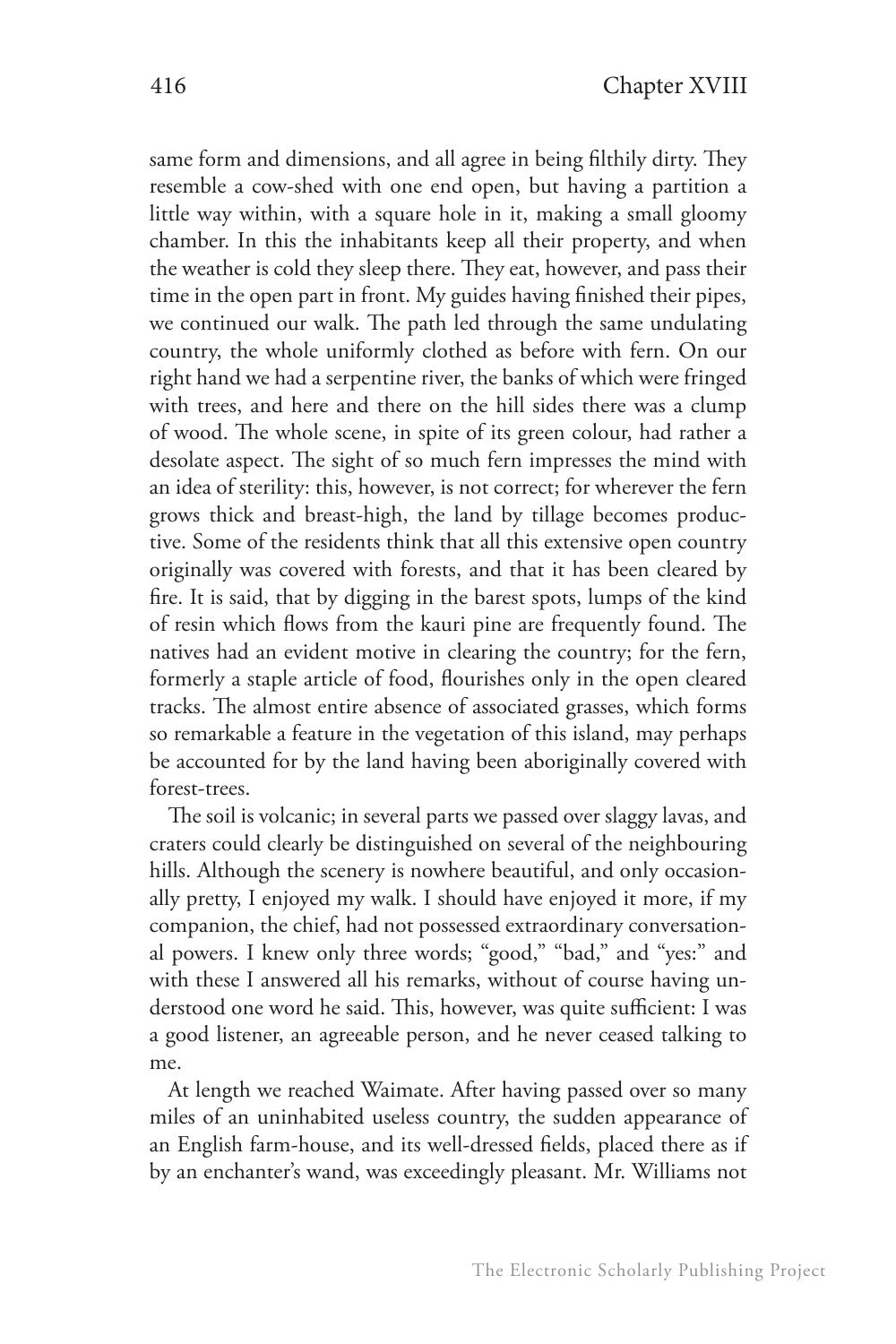same form and dimensions, and all agree in being filthily dirty. They resemble a cow-shed with one end open, but having a partition a little way within, with a square hole in it, making a small gloomy chamber. In this the inhabitants keep all their property, and when the weather is cold they sleep there. They eat, however, and pass their time in the open part in front. My guides having finished their pipes, we continued our walk. The path led through the same undulating country, the whole uniformly clothed as before with fern. On our right hand we had a serpentine river, the banks of which were fringed with trees, and here and there on the hill sides there was a clump of wood. The whole scene, in spite of its green colour, had rather a desolate aspect. The sight of so much fern impresses the mind with an idea of sterility: this, however, is not correct; for wherever the fern grows thick and breast-high, the land by tillage becomes productive. Some of the residents think that all this extensive open country originally was covered with forests, and that it has been cleared by fire. It is said, that by digging in the barest spots, lumps of the kind of resin which flows from the kauri pine are frequently found. The natives had an evident motive in clearing the country; for the fern, formerly a staple article of food, flourishes only in the open cleared tracks. The almost entire absence of associated grasses, which forms so remarkable a feature in the vegetation of this island, may perhaps be accounted for by the land having been aboriginally covered with forest-trees.

The soil is volcanic; in several parts we passed over slaggy lavas, and craters could clearly be distinguished on several of the neighbouring hills. Although the scenery is nowhere beautiful, and only occasionally pretty, I enjoyed my walk. I should have enjoyed it more, if my companion, the chief, had not possessed extraordinary conversational powers. I knew only three words; "good," "bad," and "yes:" and with these I answered all his remarks, without of course having understood one word he said. This, however, was quite sufficient: I was a good listener, an agreeable person, and he never ceased talking to me.

At length we reached Waimate. After having passed over so many miles of an uninhabited useless country, the sudden appearance of an English farm-house, and its well-dressed fields, placed there as if by an enchanter's wand, was exceedingly pleasant. Mr. Williams not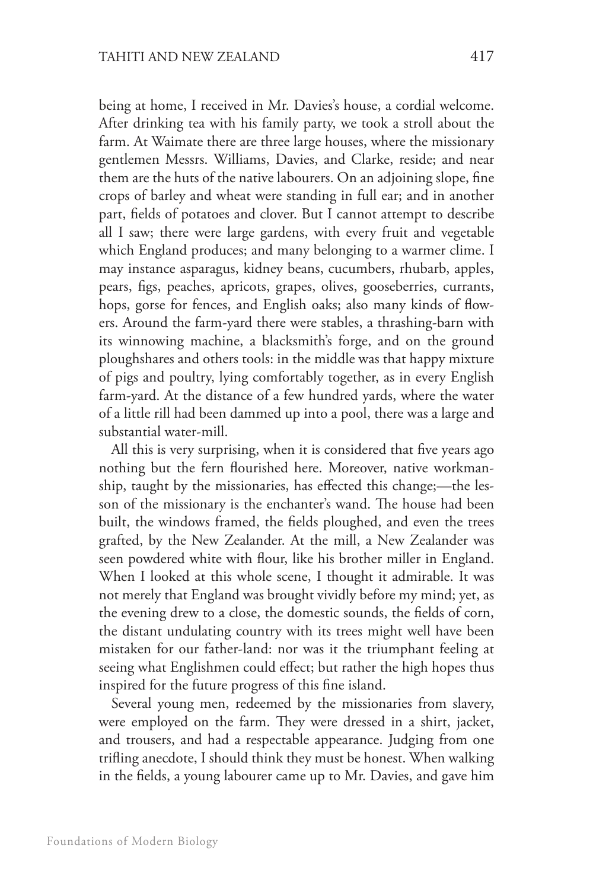being at home, I received in Mr. Davies's house, a cordial welcome. After drinking tea with his family party, we took a stroll about the farm. At Waimate there are three large houses, where the missionary gentlemen Messrs. Williams, Davies, and Clarke, reside; and near them are the huts of the native labourers. On an adjoining slope, fine crops of barley and wheat were standing in full ear; and in another part, fields of potatoes and clover. But I cannot attempt to describe all I saw; there were large gardens, with every fruit and vegetable which England produces; and many belonging to a warmer clime. I may instance asparagus, kidney beans, cucumbers, rhubarb, apples, pears, figs, peaches, apricots, grapes, olives, gooseberries, currants, hops, gorse for fences, and English oaks; also many kinds of flowers. Around the farm-yard there were stables, a thrashing-barn with its winnowing machine, a blacksmith's forge, and on the ground ploughshares and others tools: in the middle was that happy mixture of pigs and poultry, lying comfortably together, as in every English farm-yard. At the distance of a few hundred yards, where the water of a little rill had been dammed up into a pool, there was a large and substantial water-mill.

All this is very surprising, when it is considered that five years ago nothing but the fern flourished here. Moreover, native workmanship, taught by the missionaries, has effected this change;—the lesson of the missionary is the enchanter's wand. The house had been built, the windows framed, the fields ploughed, and even the trees grafted, by the New Zealander. At the mill, a New Zealander was seen powdered white with flour, like his brother miller in England. When I looked at this whole scene, I thought it admirable. It was not merely that England was brought vividly before my mind; yet, as the evening drew to a close, the domestic sounds, the fields of corn, the distant undulating country with its trees might well have been mistaken for our father-land: nor was it the triumphant feeling at seeing what Englishmen could effect; but rather the high hopes thus inspired for the future progress of this fine island.

Several young men, redeemed by the missionaries from slavery, were employed on the farm. They were dressed in a shirt, jacket, and trousers, and had a respectable appearance. Judging from one trifling anecdote, I should think they must be honest. When walking in the fields, a young labourer came up to Mr. Davies, and gave him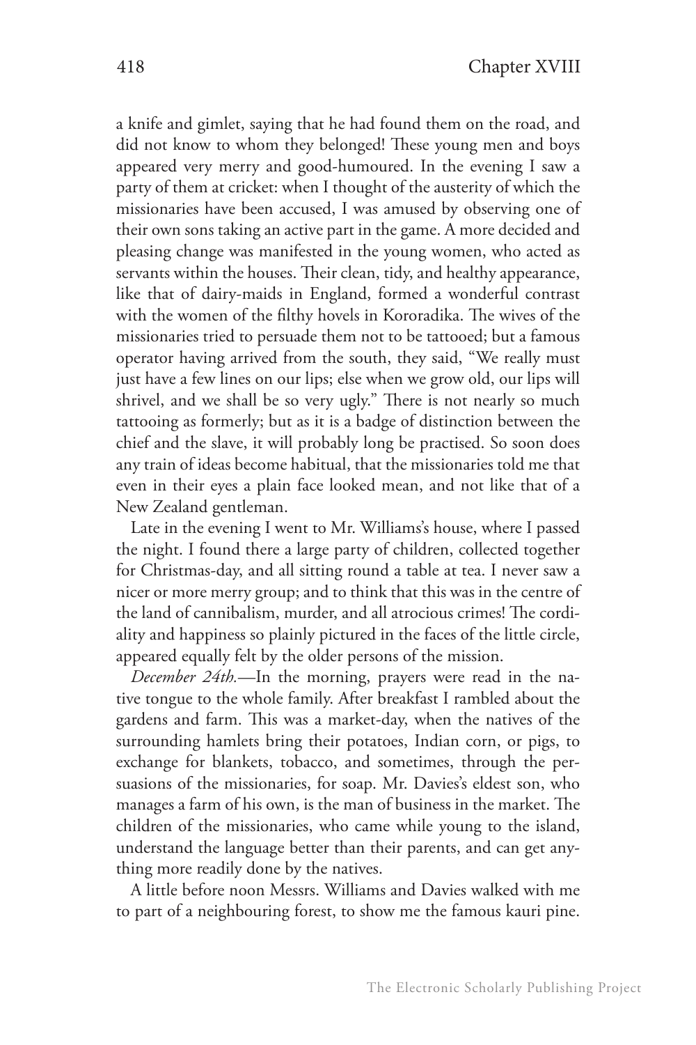a knife and gimlet, saying that he had found them on the road, and did not know to whom they belonged! These young men and boys appeared very merry and good-humoured. In the evening I saw a party of them at cricket: when I thought of the austerity of which the missionaries have been accused, I was amused by observing one of their own sons taking an active part in the game. A more decided and pleasing change was manifested in the young women, who acted as servants within the houses. Their clean, tidy, and healthy appearance, like that of dairy-maids in England, formed a wonderful contrast with the women of the filthy hovels in Kororadika. The wives of the missionaries tried to persuade them not to be tattooed; but a famous operator having arrived from the south, they said, "We really must just have a few lines on our lips; else when we grow old, our lips will shrivel, and we shall be so very ugly." There is not nearly so much tattooing as formerly; but as it is a badge of distinction between the chief and the slave, it will probably long be practised. So soon does any train of ideas become habitual, that the missionaries told me that even in their eyes a plain face looked mean, and not like that of a New Zealand gentleman.

Late in the evening I went to Mr. Williams's house, where I passed the night. I found there a large party of children, collected together for Christmas-day, and all sitting round a table at tea. I never saw a nicer or more merry group; and to think that this was in the centre of the land of cannibalism, murder, and all atrocious crimes! The cordiality and happiness so plainly pictured in the faces of the little circle, appeared equally felt by the older persons of the mission.

*December 24th.*—In the morning, prayers were read in the native tongue to the whole family. After breakfast I rambled about the gardens and farm. This was a market-day, when the natives of the surrounding hamlets bring their potatoes, Indian corn, or pigs, to exchange for blankets, tobacco, and sometimes, through the persuasions of the missionaries, for soap. Mr. Davies's eldest son, who manages a farm of his own, is the man of business in the market. The children of the missionaries, who came while young to the island, understand the language better than their parents, and can get anything more readily done by the natives.

A little before noon Messrs. Williams and Davies walked with me to part of a neighbouring forest, to show me the famous kauri pine.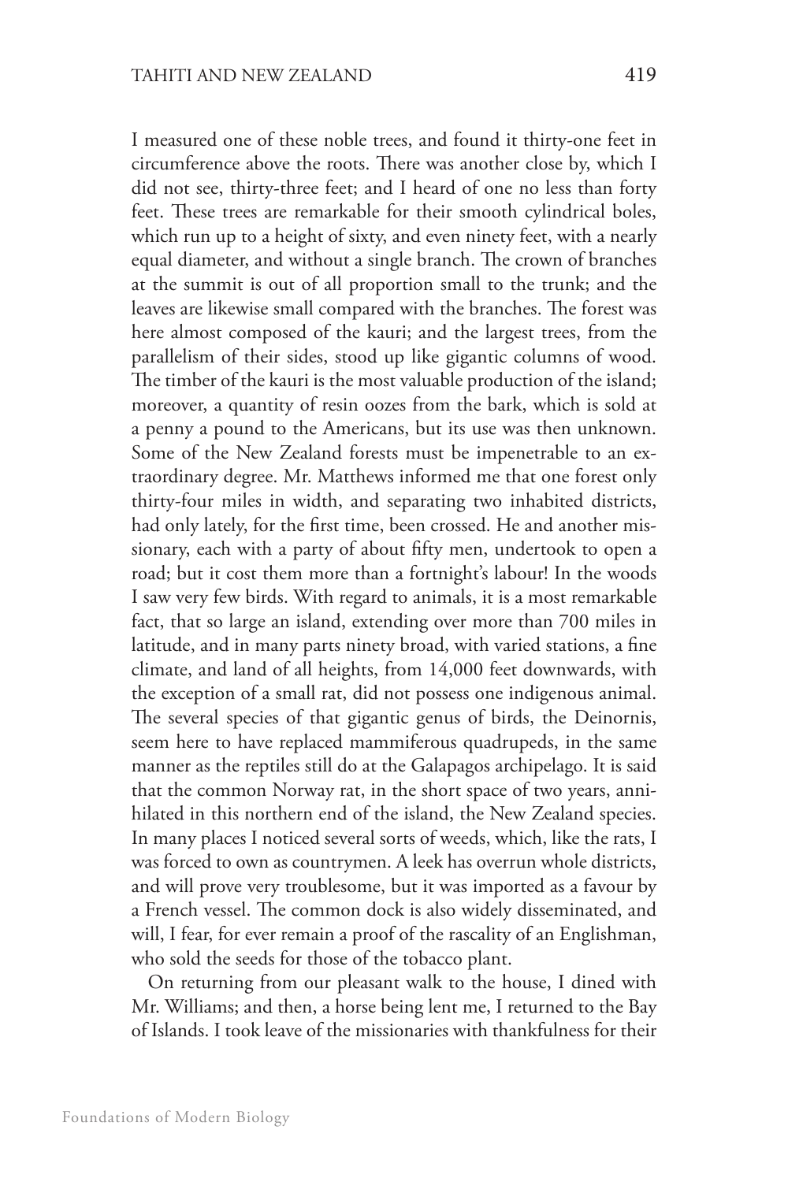I measured one of these noble trees, and found it thirty-one feet in circumference above the roots. There was another close by, which I did not see, thirty-three feet; and I heard of one no less than forty feet. These trees are remarkable for their smooth cylindrical boles, which run up to a height of sixty, and even ninety feet, with a nearly equal diameter, and without a single branch. The crown of branches at the summit is out of all proportion small to the trunk; and the leaves are likewise small compared with the branches. The forest was here almost composed of the kauri; and the largest trees, from the parallelism of their sides, stood up like gigantic columns of wood. The timber of the kauri is the most valuable production of the island; moreover, a quantity of resin oozes from the bark, which is sold at a penny a pound to the Americans, but its use was then unknown. Some of the New Zealand forests must be impenetrable to an extraordinary degree. Mr. Matthews informed me that one forest only thirty-four miles in width, and separating two inhabited districts, had only lately, for the first time, been crossed. He and another missionary, each with a party of about fifty men, undertook to open a road; but it cost them more than a fortnight's labour! In the woods I saw very few birds. With regard to animals, it is a most remarkable fact, that so large an island, extending over more than 700 miles in latitude, and in many parts ninety broad, with varied stations, a fine climate, and land of all heights, from 14,000 feet downwards, with the exception of a small rat, did not possess one indigenous animal. The several species of that gigantic genus of birds, the Deinornis, seem here to have replaced mammiferous quadrupeds, in the same manner as the reptiles still do at the Galapagos archipelago. It is said that the common Norway rat, in the short space of two years, annihilated in this northern end of the island, the New Zealand species. In many places I noticed several sorts of weeds, which, like the rats, I was forced to own as countrymen. A leek has overrun whole districts, and will prove very troublesome, but it was imported as a favour by a French vessel. The common dock is also widely disseminated, and will, I fear, for ever remain a proof of the rascality of an Englishman, who sold the seeds for those of the tobacco plant.

On returning from our pleasant walk to the house, I dined with Mr. Williams; and then, a horse being lent me, I returned to the Bay of Islands. I took leave of the missionaries with thankfulness for their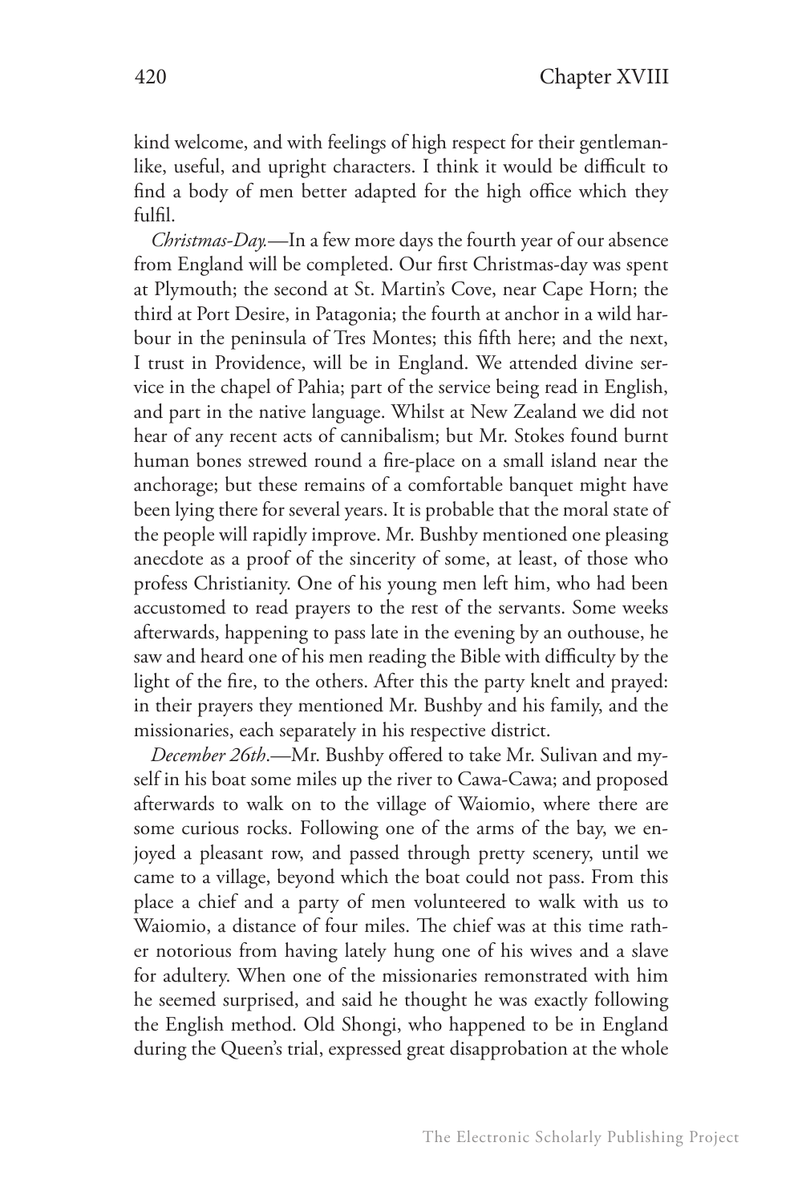kind welcome, and with feelings of high respect for their gentleman-like, useful, and upright characters. I think it would be difficult to find a body of men better adapted for the high office which they fulfil.

*Christmas-Day.*—In a few more days the fourth year of our absence from England will be completed. Our first Christmas-day was spent at Plymouth; the second at St. Martin's Cove, near Cape Horn; the third at Port Desire, in Patagonia; the fourth at anchor in a wild harbour in the peninsula of Tres Montes; this fifth here; and the next, I trust in Providence, will be in England. We attended divine service in the chapel of Pahia; part of the service being read in English, and part in the native language. Whilst at New Zealand we did not hear of any recent acts of cannibalism; but Mr. Stokes found burnt human bones strewed round a fire-place on a small island near the anchorage; but these remains of a comfortable banquet might have been lying there for several years. It is probable that the moral state of the people will rapidly improve. Mr. Bushby mentioned one pleasing anecdote as a proof of the sincerity of some, at least, of those who profess Christianity. One of his young men left him, who had been accustomed to read prayers to the rest of the servants. Some weeks afterwards, happening to pass late in the evening by an outhouse, he saw and heard one of his men reading the Bible with difficulty by the light of the fire, to the others. After this the party knelt and prayed: in their prayers they mentioned Mr. Bushby and his family, and the missionaries, each separately in his respective district.

*December 26th*.—Mr. Bushby offered to take Mr. Sulivan and myself in his boat some miles up the river to Cawa-Cawa; and proposed afterwards to walk on to the village of Waiomio, where there are some curious rocks. Following one of the arms of the bay, we enjoyed a pleasant row, and passed through pretty scenery, until we came to a village, beyond which the boat could not pass. From this place a chief and a party of men volunteered to walk with us to Waiomio, a distance of four miles. The chief was at this time rather notorious from having lately hung one of his wives and a slave for adultery. When one of the missionaries remonstrated with him he seemed surprised, and said he thought he was exactly following the English method. Old Shongi, who happened to be in England during the Queen's trial, expressed great disapprobation at the whole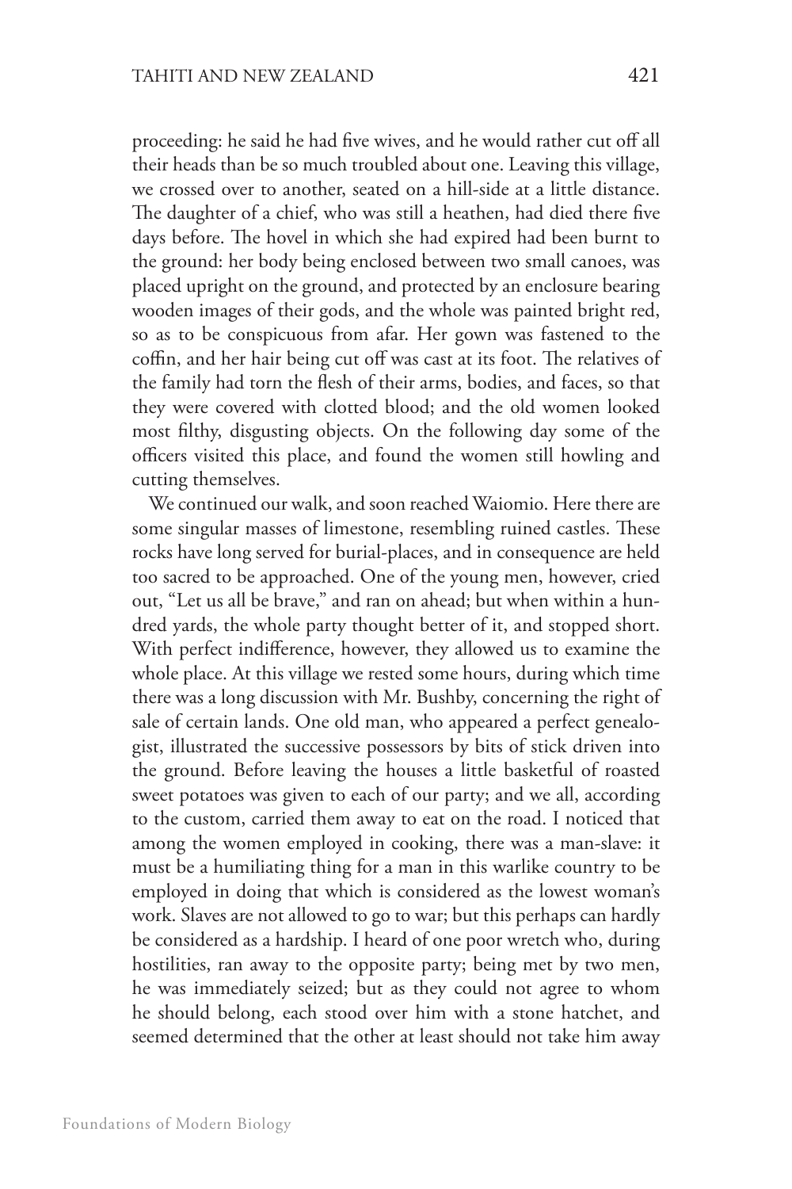proceeding: he said he had five wives, and he would rather cut off all their heads than be so much troubled about one. Leaving this village, we crossed over to another, seated on a hill-side at a little distance. The daughter of a chief, who was still a heathen, had died there five days before. The hovel in which she had expired had been burnt to the ground: her body being enclosed between two small canoes, was placed upright on the ground, and protected by an enclosure bearing wooden images of their gods, and the whole was painted bright red, so as to be conspicuous from afar. Her gown was fastened to the coffin, and her hair being cut off was cast at its foot. The relatives of the family had torn the flesh of their arms, bodies, and faces, so that they were covered with clotted blood; and the old women looked most filthy, disgusting objects. On the following day some of the officers visited this place, and found the women still howling and cutting themselves.

We continued our walk, and soon reached Waiomio. Here there are some singular masses of limestone, resembling ruined castles. These rocks have long served for burial-places, and in consequence are held too sacred to be approached. One of the young men, however, cried out, "Let us all be brave," and ran on ahead; but when within a hundred yards, the whole party thought better of it, and stopped short. With perfect indifference, however, they allowed us to examine the whole place. At this village we rested some hours, during which time there was a long discussion with Mr. Bushby, concerning the right of sale of certain lands. One old man, who appeared a perfect genealogist, illustrated the successive possessors by bits of stick driven into the ground. Before leaving the houses a little basketful of roasted sweet potatoes was given to each of our party; and we all, according to the custom, carried them away to eat on the road. I noticed that among the women employed in cooking, there was a man-slave: it must be a humiliating thing for a man in this warlike country to be employed in doing that which is considered as the lowest woman's work. Slaves are not allowed to go to war; but this perhaps can hardly be considered as a hardship. I heard of one poor wretch who, during hostilities, ran away to the opposite party; being met by two men, he was immediately seized; but as they could not agree to whom he should belong, each stood over him with a stone hatchet, and seemed determined that the other at least should not take him away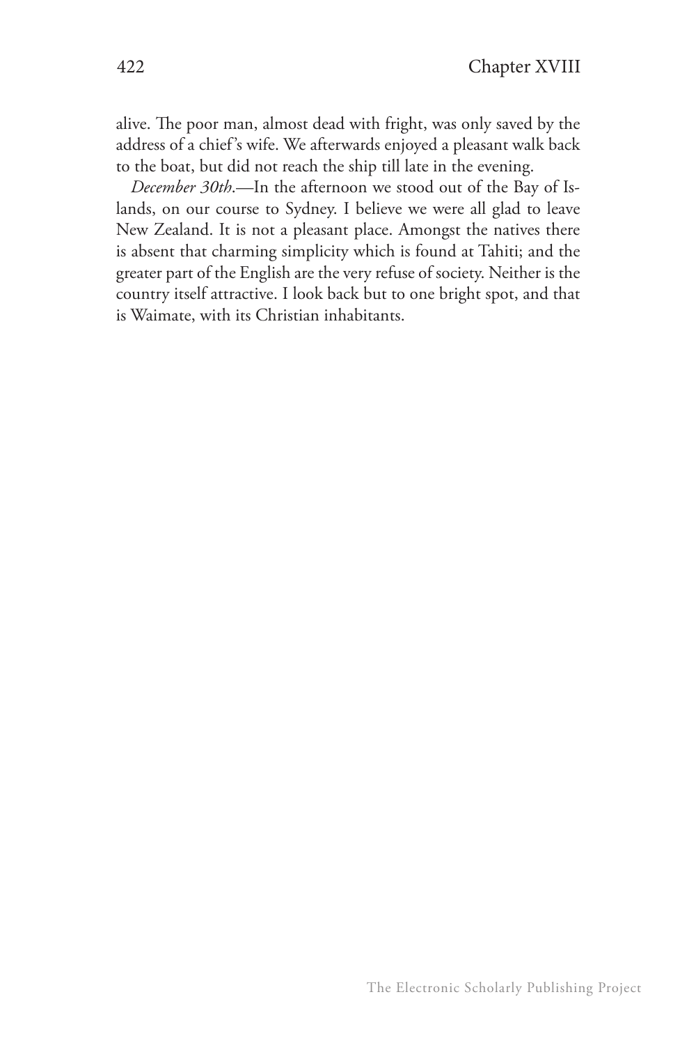alive. The poor man, almost dead with fright, was only saved by the address of a chief's wife. We afterwards enjoyed a pleasant walk back to the boat, but did not reach the ship till late in the evening.

*December 30th*.—In the afternoon we stood out of the Bay of Islands, on our course to Sydney. I believe we were all glad to leave New Zealand. It is not a pleasant place. Amongst the natives there is absent that charming simplicity which is found at Tahiti; and the greater part of the English are the very refuse of society. Neither is the country itself attractive. I look back but to one bright spot, and that is Waimate, with its Christian inhabitants.